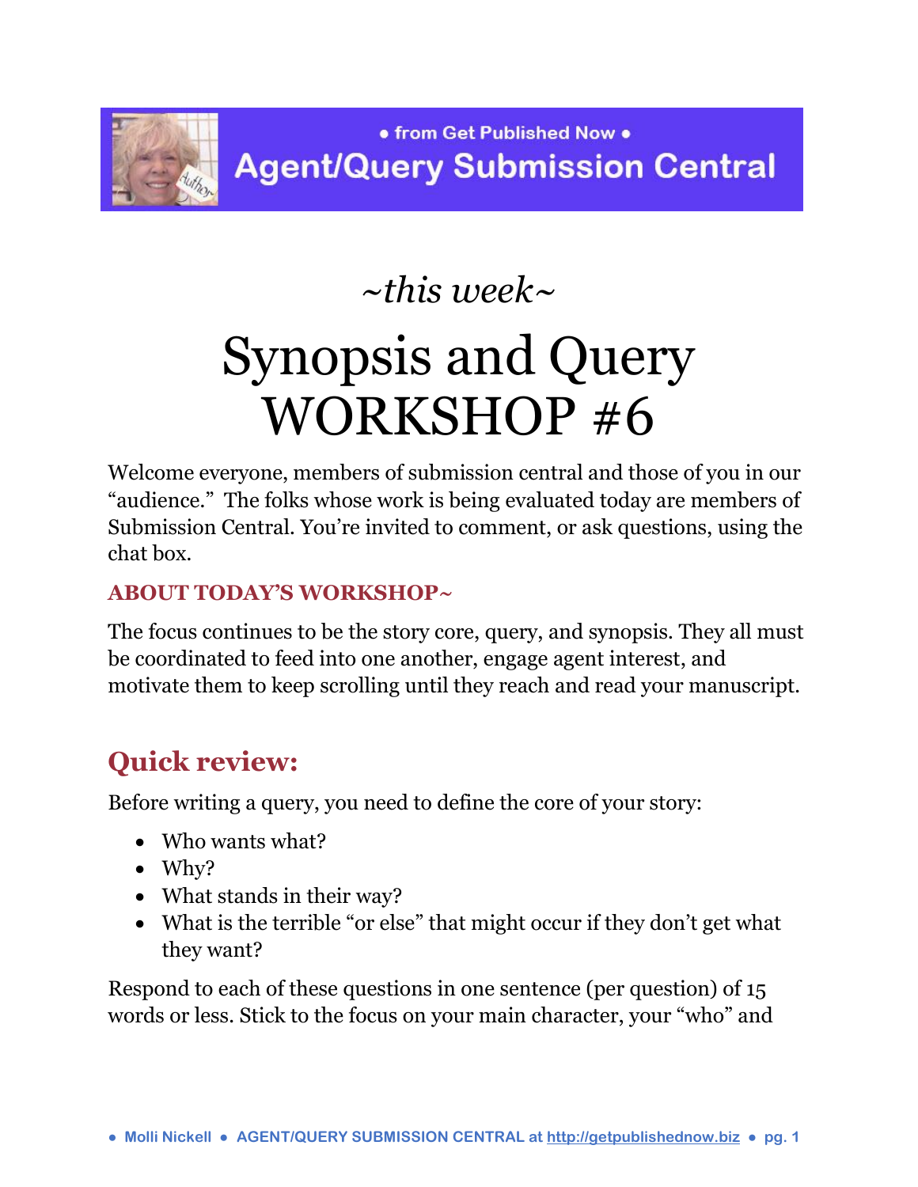• from Get Published Now •

Agent/Query Submission Central

*~this week~*

# Synopsis and Query WORKSHOP #6

Welcome everyone, members of submission central and those of you in our "audience." The folks whose work is being evaluated today are members of Submission Central. You're invited to comment, or ask questions, using the chat box.

### ABOUT TODAY'S WORKSHOP~

The focus continues to be the story core, query, and synopsis. They all must be coordinated to feed into one another, engage agent interest, and motivate them to keep scrolling until they reach and read your manuscript.

## Quick review:

Before writing a query, you need to define the core of your story:

- Who wants what?
- Why?
- What stands in their way?
- What is the terrible "or else" that might occur if they don't get what they want?

Respond to each of these questions in one sentence (per question) of 15 words or less. Stick to the focus on your main character, your "who" and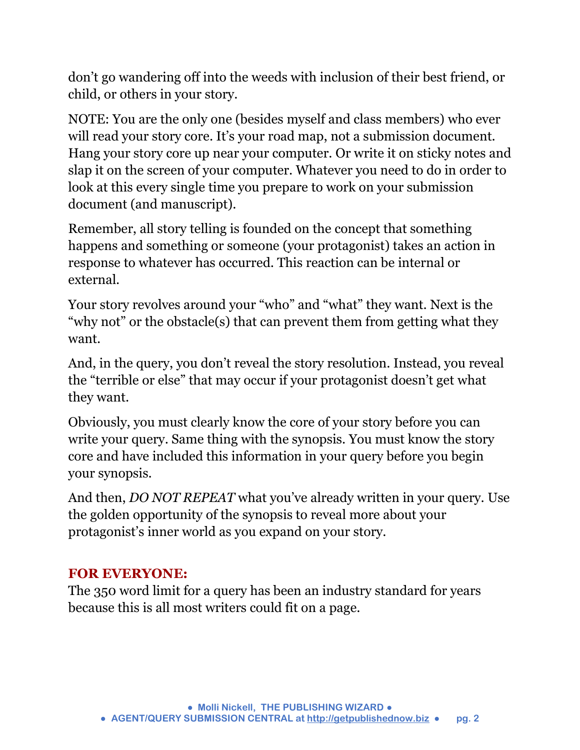don't go wandering off into the weeds with inclusion of their best friend, or child, or others in your story.

NOTE: You are the only one (besides myself and class members) who ever will read your story core. It's your road map, not a submission document. Hang your story core up near your computer. Or write it on sticky notes and slap it on the screen of your computer. Whatever you need to do in order to look at this every single time you prepare to work on your submission document (and manuscript).

Remember, all story telling is founded on the concept that something happens and something or someone (your protagonist) takes an action in response to whatever has occurred. This reaction can be internal or external.

Your story revolves around your "who" and "what" they want. Next is the "why not" or the obstacle(s) that can prevent them from getting what they want.

And, in the query, you don't reveal the story resolution. Instead, you reveal the "terrible or else" that may occur if your protagonist doesn't get what they want.

Obviously, you must clearly know the core of your story before you can write your query. Same thing with the synopsis. You must know the story core and have included this information in your query before you begin your synopsis.

And then, *DO NOT REPEAT* what you've already written in your query. Use the golden opportunity of the synopsis to reveal more about your protagonist's inner world as you expand on your story.

**FOR EVERYONE:**

The 350 word limit for a query has been an industry standard for years because this is all most writers could fit on a page.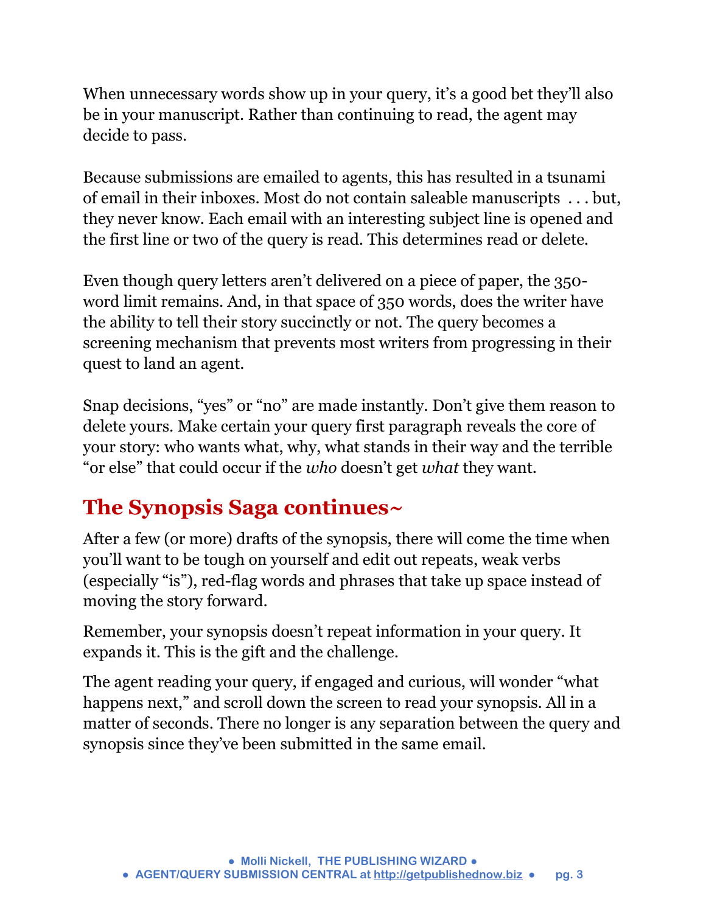When unnecessary words show up in your query, it's a good bet they'll also be in your manuscript. Rather than continuing to read, the agent may decide to pass.

Because submissions are emailed to agents, this has resulted in a tsunami of email in their inboxes. Most do not contain saleable manuscripts . . . but, they never know. Each email with an interesting subject line is opened and the first line or two of the query is read. This determines read or delete.

Even though query letters aren't delivered on a piece of paper, the 350-word limit remains. And, in that space of 350 words, does the writer have the ability to tell their story succinctly or not. The query becomes a screening mechanism that prevents most writers from progressing in their quest to land an agent.

Snap decisions, "yes" or "no" are made instantly. Don't give them reason to delete yours. Make certain your query first paragraph reveals the core of your story: who wants what, why, what stands in their way and the terrible "or else" that could occur if the *who* doesn't get *what* they want.

## The Synopsis Saga continues~

After a few (or more) drafts of the synopsis, there will come the time when you'll want to be tough on yourself and edit out repeats, weak verbs (especially "is"), red-flag words and phrases that take up space instead of moving the story forward.

Remember, your synopsis doesn't repeat information in your query. It expands it. This is the gift and the challenge.

The agent reading your query, if engaged and curious, will wonder "what happens next," and scroll down the screen to read your synopsis. All in a matter of seconds. There no longer is any separation between the query and synopsis since they've been submitted in the same email.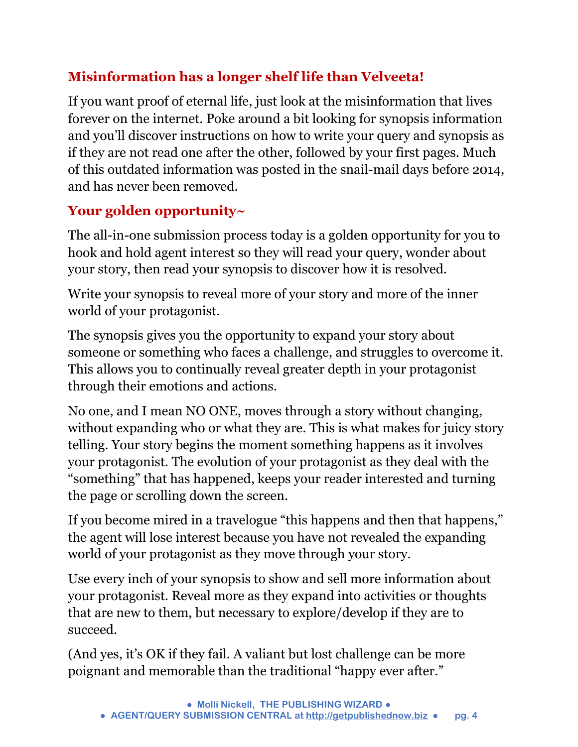## Misinformation has a longer shelf life than Velveeta!

If you want proof of eternal life, just look at the misinformation that lives forever on the internet. Poke around a bit looking for synopsis information and you'll discover instructions on how to write your query and synopsis as if they are not read one after the other, followed by your first pages. Much of this outdated information was posted in the snail-mail days before 2014, and has never been removed.

## Your golden opportunity~

The all-in-one submission process today is a golden opportunity for you to hook and hold agent interest so they will read your query, wonder about your story, then read your synopsis to discover how it is resolved.

Write your synopsis to reveal more of your story and more of the inner world of your protagonist.

The synopsis gives you the opportunity to expand your story about someone or something who faces a challenge, and struggles to overcome it. This allows you to continually reveal greater depth in your protagonist through their emotions and actions.

No one, and I mean NO ONE, moves through a story without changing, without expanding who or what they are. This is what makes for juicy story telling. Your story begins the moment something happens as it involves your protagonist. The evolution of your protagonist as they deal with the "something" that has happened, keeps your reader interested and turning the page or scrolling down the screen.

If you become mired in a travelogue "this happens and then that happens," the agent will lose interest because you have not revealed the expanding world of your protagonist as they move through your story.

Use every inch of your synopsis to show and sell more information about your protagonist. Reveal more as they expand into activities or thoughts that are new to them, but necessary to explore/develop if they are to succeed.

(And yes, it's OK if they fail. A valiant but lost challenge can be more poignant and memorable than the traditional "happy ever after."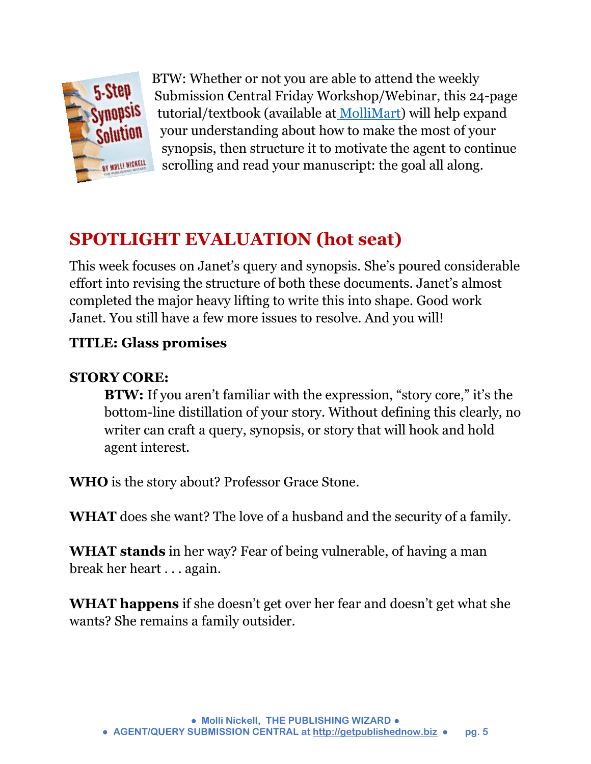BTW: Whether or not you are able to attend the weekly Submission Central Friday Workshop/Webinar, this 24-page tutorial/textbook (available at MolliMart) will help expand your understanding about how to make the most of your synopsis, then structure it to motivate the agent to continue scrolling and read your manuscript: the goal all along.

## SPOTLIGHT EVALUATION (hot seat)

This week focuses on Janet's query and synopsis. She's poured considerable effort into revising the structure of both these documents. Janet's almost completed the major heavy lifting to write this into shape. Good work Janet. You still have a few more issues to resolve. And you will!

**TITLE: Glass promises**

**STORY CORE:**

> **BTW:** If you aren't familiar with the expression, "story core," it's the bottom-line distillation of your story. Without defining this clearly, no writer can craft a query, synopsis, or story that will hook and hold agent interest.

**WHO** is the story about? Professor Grace Stone.

**WHAT** does she want? The love of a husband and the security of a family.

**WHAT stands** in her way? Fear of being vulnerable, of having a man break her heart . . . again.

**WHAT happens** if she doesn't get over her fear and doesn't get what she wants? She remains a family outsider.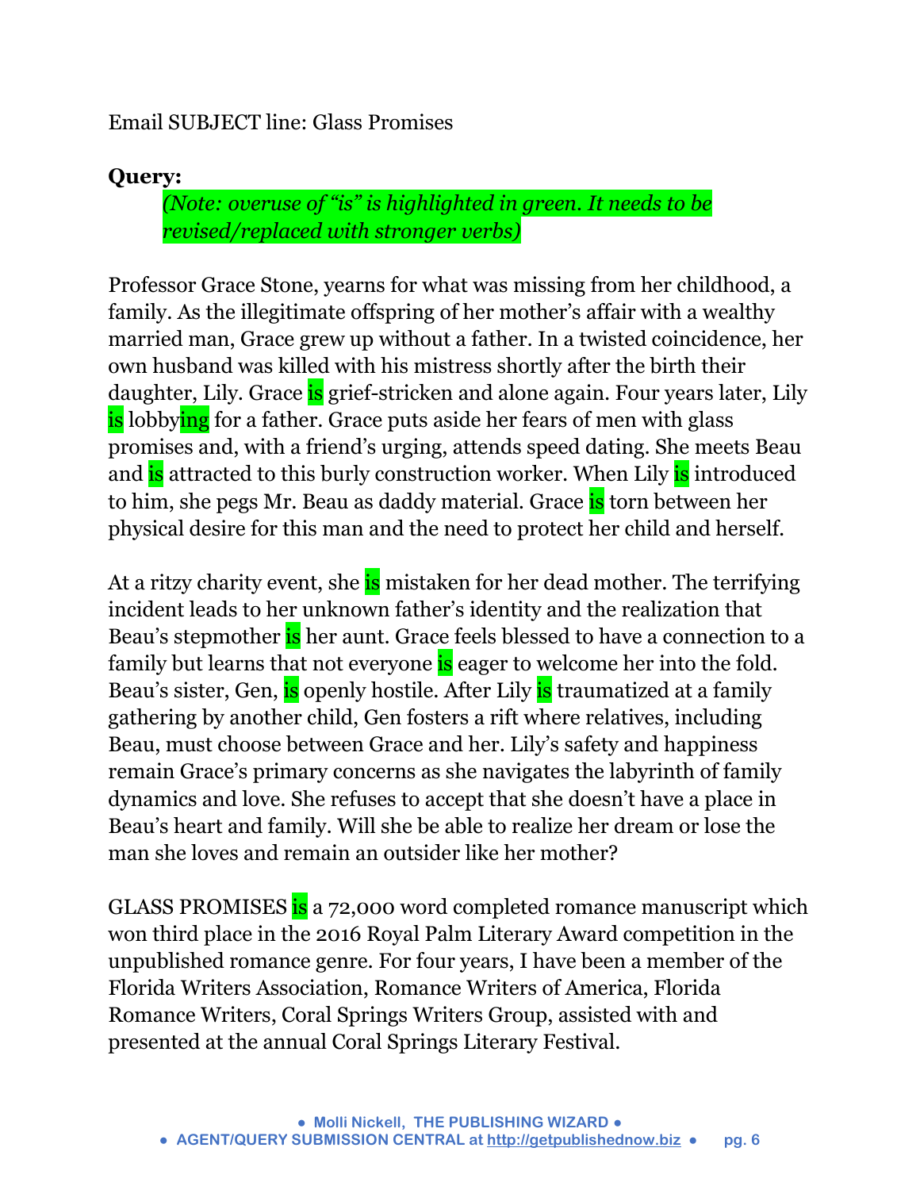Email SUBJECT line: Glass Promises

**Query:**

> *(Note: overuse of "is" is highlighted in green. It needs to be revised/replaced with stronger verbs)*

Professor Grace Stone, yearns for what was missing from her childhood, a family. As the illegitimate offspring of her mother's affair with a wealthy married man, Grace grew up without a father. In a twisted coincidence, her own husband was killed with his mistress shortly after the birth their daughter, Lily. Grace is grief-stricken and alone again. Four years later, Lily is lobbying for a father. Grace puts aside her fears of men with glass promises and, with a friend's urging, attends speed dating. She meets Beau and is attracted to this burly construction worker. When Lily is introduced to him, she pegs Mr. Beau as daddy material. Grace is torn between her physical desire for this man and the need to protect her child and herself.

At a ritzy charity event, she is mistaken for her dead mother. The terrifying incident leads to her unknown father's identity and the realization that Beau's stepmother is her aunt. Grace feels blessed to have a connection to a family but learns that not everyone is eager to welcome her into the fold. Beau's sister, Gen, is openly hostile. After Lily is traumatized at a family gathering by another child, Gen fosters a rift where relatives, including Beau, must choose between Grace and her. Lily's safety and happiness remain Grace's primary concerns as she navigates the labyrinth of family dynamics and love. She refuses to accept that she doesn't have a place in Beau's heart and family. Will she be able to realize her dream or lose the man she loves and remain an outsider like her mother?

GLASS PROMISES is a 72,000 word completed romance manuscript which won third place in the 2016 Royal Palm Literary Award competition in the unpublished romance genre. For four years, I have been a member of the Florida Writers Association, Romance Writers of America, Florida Romance Writers, Coral Springs Writers Group, assisted with and presented at the annual Coral Springs Literary Festival.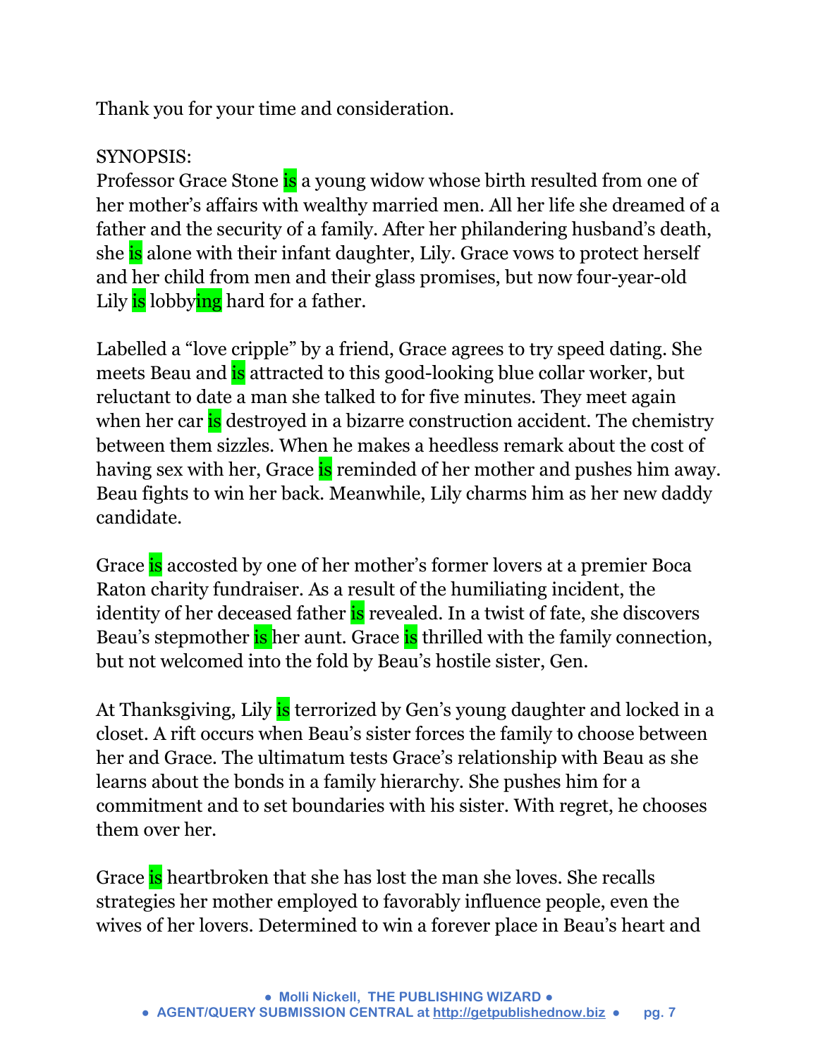Thank you for your time and consideration.

SYNOPSIS:
Professor Grace Stone is a young widow whose birth resulted from one of her mother's affairs with wealthy married men. All her life she dreamed of a father and the security of a family. After her philandering husband's death, she is alone with their infant daughter, Lily. Grace vows to protect herself and her child from men and their glass promises, but now four-year-old Lily is lobbying hard for a father.

Labelled a "love cripple" by a friend, Grace agrees to try speed dating. She meets Beau and is attracted to this good-looking blue collar worker, but reluctant to date a man she talked to for five minutes. They meet again when her car is destroyed in a bizarre construction accident. The chemistry between them sizzles. When he makes a heedless remark about the cost of having sex with her, Grace is reminded of her mother and pushes him away. Beau fights to win her back. Meanwhile, Lily charms him as her new daddy candidate.

Grace is accosted by one of her mother's former lovers at a premier Boca Raton charity fundraiser. As a result of the humiliating incident, the identity of her deceased father is revealed. In a twist of fate, she discovers Beau's stepmother is her aunt. Grace is thrilled with the family connection, but not welcomed into the fold by Beau's hostile sister, Gen.

At Thanksgiving, Lily is terrorized by Gen's young daughter and locked in a closet. A rift occurs when Beau's sister forces the family to choose between her and Grace. The ultimatum tests Grace's relationship with Beau as she learns about the bonds in a family hierarchy. She pushes him for a commitment and to set boundaries with his sister. With regret, he chooses them over her.

Grace is heartbroken that she has lost the man she loves. She recalls strategies her mother employed to favorably influence people, even the wives of her lovers. Determined to win a forever place in Beau's heart and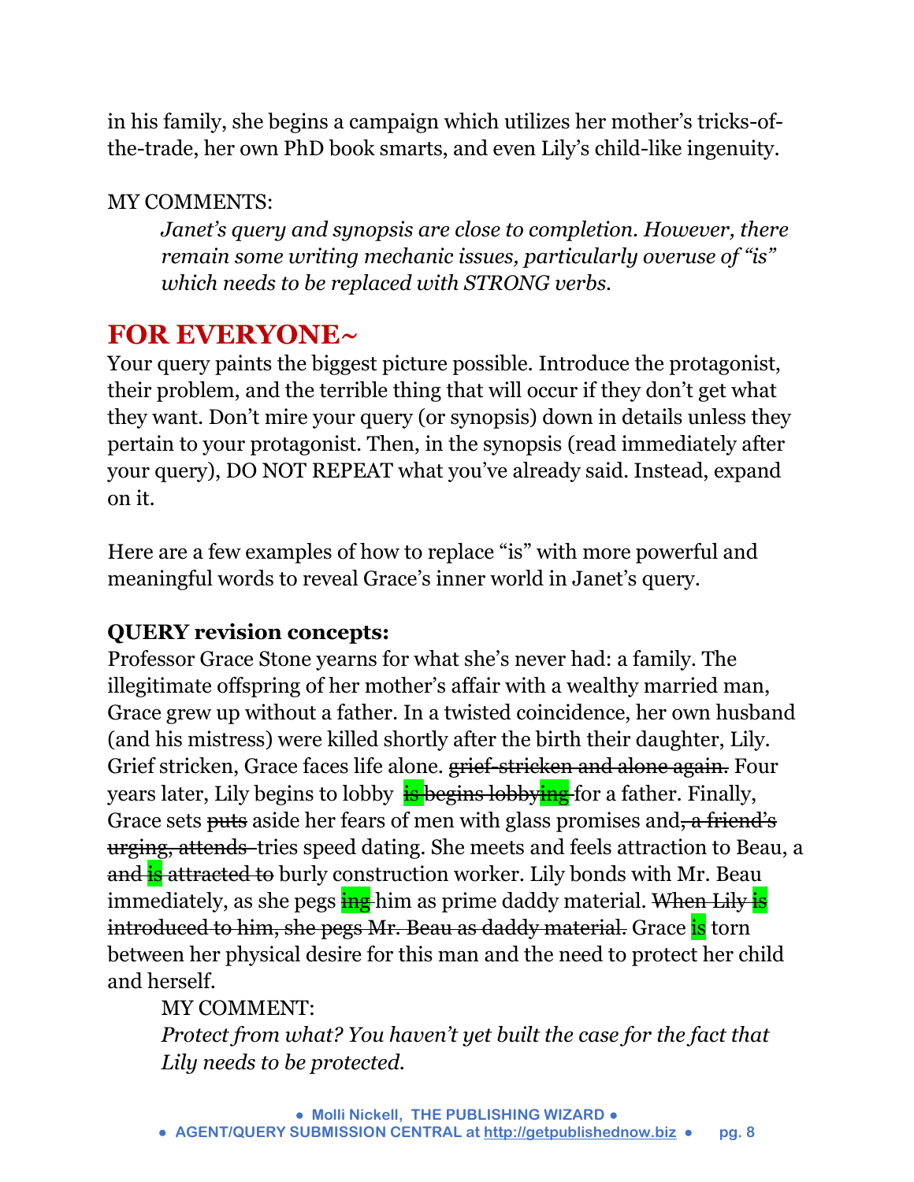in his family, she begins a campaign which utilizes her mother's tricks-of-the-trade, her own PhD book smarts, and even Lily's child-like ingenuity.

MY COMMENTS:

> *Janet's query and synopsis are close to completion. However, there remain some writing mechanic issues, particularly overuse of "is" which needs to be replaced with STRONG verbs.*

## FOR EVERYONE~

Your query paints the biggest picture possible. Introduce the protagonist, their problem, and the terrible thing that will occur if they don't get what they want. Don't mire your query (or synopsis) down in details unless they pertain to your protagonist. Then, in the synopsis (read immediately after your query), DO NOT REPEAT what you've already said. Instead, expand on it.

Here are a few examples of how to replace "is" with more powerful and meaningful words to reveal Grace's inner world in Janet's query.

**QUERY revision concepts:**

Professor Grace Stone yearns for what she's never had: a family. The illegitimate offspring of her mother's affair with a wealthy married man, Grace grew up without a father. In a twisted coincidence, her own husband (and his mistress) were killed shortly after the birth their daughter, Lily. Grief stricken, Grace faces life alone. ~~grief-stricken and alone again.~~ Four years later, Lily begins to lobby ~~is begins lobbying~~ for a father. Finally, Grace sets ~~puts~~ aside her fears of men with glass promises and~~, a friend's urging, attends~~ tries speed dating. She meets and feels attraction to Beau, a ~~and is attracted to~~ burly construction worker. Lily bonds with Mr. Beau immediately, as she pegs ~~ing~~ him as prime daddy material. ~~When Lily is introduced to him, she pegs Mr. Beau as daddy material.~~ Grace is torn between her physical desire for this man and the need to protect her child and herself.

MY COMMENT:

> *Protect from what? You haven't yet built the case for the fact that Lily needs to be protected.*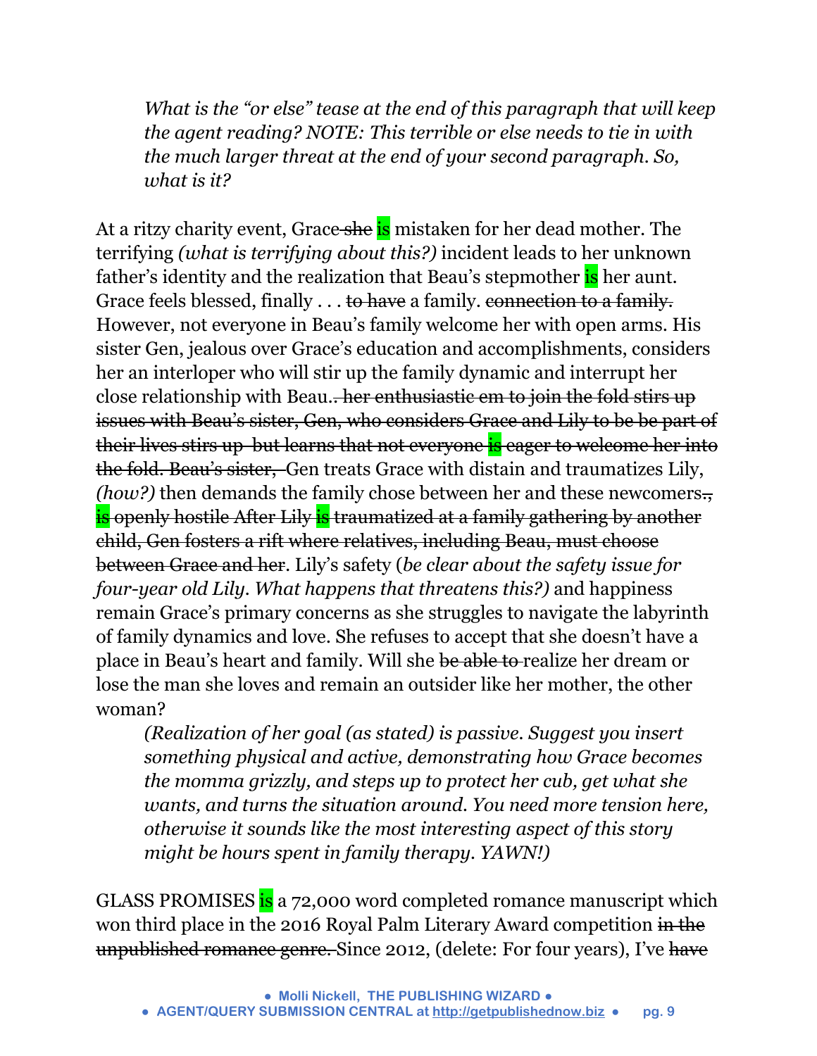*What is the "or else" tease at the end of this paragraph that will keep the agent reading? NOTE: This terrible or else needs to tie in with the much larger threat at the end of your second paragraph. So, what is it?*

At a ritzy charity event, Grace ~~she~~ is mistaken for her dead mother. The terrifying *(what is terrifying about this?)* incident leads to her unknown father's identity and the realization that Beau's stepmother is her aunt. Grace feels blessed, finally . . . ~~to have~~ a family. ~~connection to a family.~~ However, not everyone in Beau's family welcome her with open arms. His sister Gen, jealous over Grace's education and accomplishments, considers her an interloper who will stir up the family dynamic and interrupt her close relationship with Beau.~~. her enthusiastic em to join the fold stirs up issues with Beau's sister, Gen, who considers Grace and Lily to be be part of their lives stirs up but learns that not everyone is eager to welcome her into the fold. Beau's sister,~~ Gen treats Grace with distain and traumatizes Lily, *(how?)* then demands the family chose between her and these newcomers.~~, is openly hostile After Lily is traumatized at a family gathering by another child, Gen fosters a rift where relatives, including Beau, must choose between Grace and her~~. Lily's safety (*be clear about the safety issue for four-year old Lily. What happens that threatens this?)* and happiness remain Grace's primary concerns as she struggles to navigate the labyrinth of family dynamics and love. She refuses to accept that she doesn't have a place in Beau's heart and family. Will she ~~be able to~~ realize her dream or lose the man she loves and remain an outsider like her mother, the other woman?

*(Realization of her goal (as stated) is passive. Suggest you insert something physical and active, demonstrating how Grace becomes the momma grizzly, and steps up to protect her cub, get what she wants, and turns the situation around. You need more tension here, otherwise it sounds like the most interesting aspect of this story might be hours spent in family therapy. YAWN!)*

GLASS PROMISES is a 72,000 word completed romance manuscript which won third place in the 2016 Royal Palm Literary Award competition ~~in the unpublished romance genre.~~ Since 2012, (delete: For four years), I've ~~have~~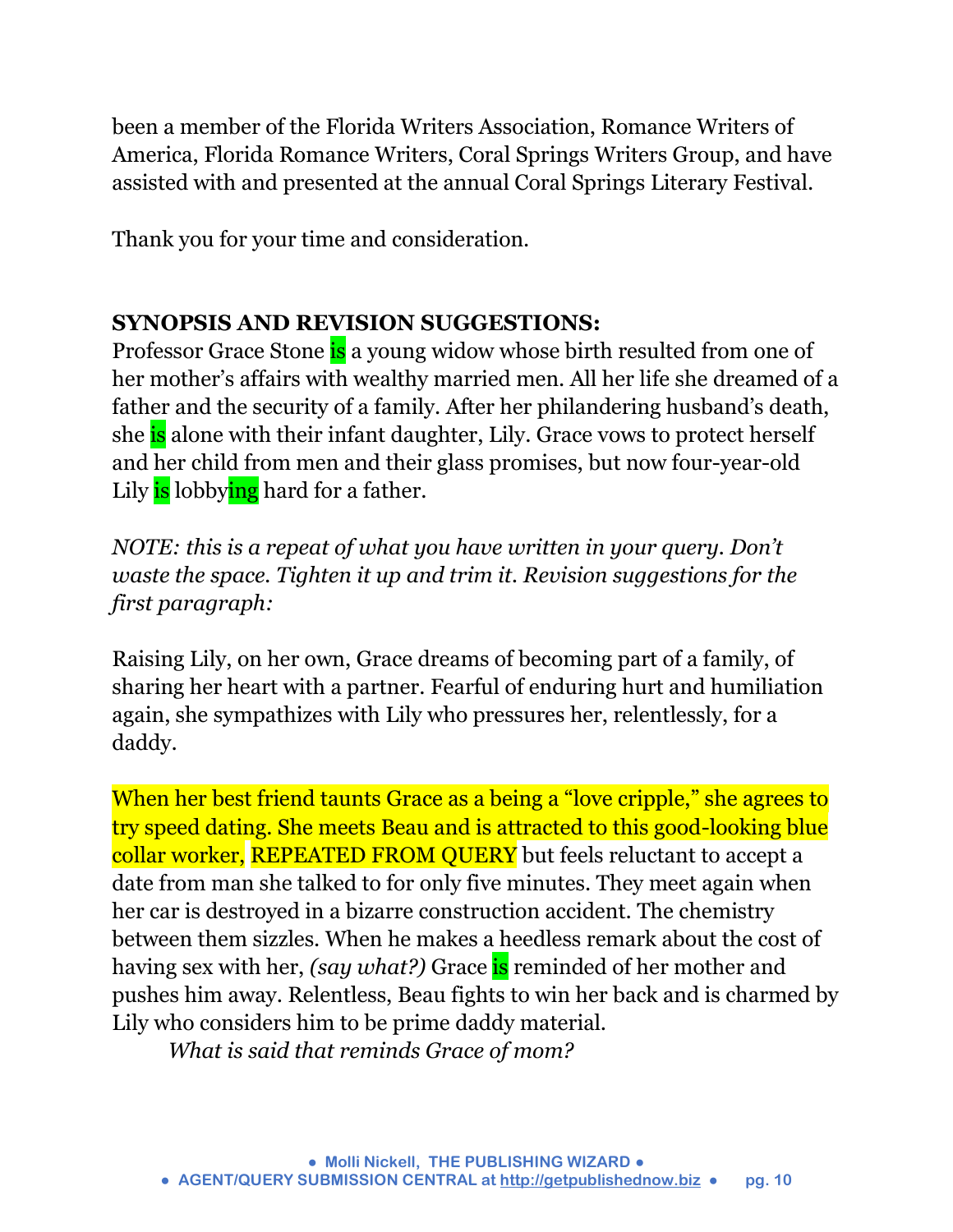been a member of the Florida Writers Association, Romance Writers of America, Florida Romance Writers, Coral Springs Writers Group, and have assisted with and presented at the annual Coral Springs Literary Festival.

Thank you for your time and consideration.

**SYNOPSIS AND REVISION SUGGESTIONS:**

Professor Grace Stone is a young widow whose birth resulted from one of her mother's affairs with wealthy married men. All her life she dreamed of a father and the security of a family. After her philandering husband's death, she is alone with their infant daughter, Lily. Grace vows to protect herself and her child from men and their glass promises, but now four-year-old Lily is lobbying hard for a father.

*NOTE: this is a repeat of what you have written in your query. Don't waste the space. Tighten it up and trim it. Revision suggestions for the first paragraph:*

Raising Lily, on her own, Grace dreams of becoming part of a family, of sharing her heart with a partner. Fearful of enduring hurt and humiliation again, she sympathizes with Lily who pressures her, relentlessly, for a daddy.

When her best friend taunts Grace as a being a "love cripple," she agrees to try speed dating. She meets Beau and is attracted to this good-looking blue collar worker, REPEATED FROM QUERY but feels reluctant to accept a date from man she talked to for only five minutes. They meet again when her car is destroyed in a bizarre construction accident. The chemistry between them sizzles. When he makes a heedless remark about the cost of having sex with her, *(say what?)* Grace is reminded of her mother and pushes him away. Relentless, Beau fights to win her back and is charmed by Lily who considers him to be prime daddy material.

*What is said that reminds Grace of mom?*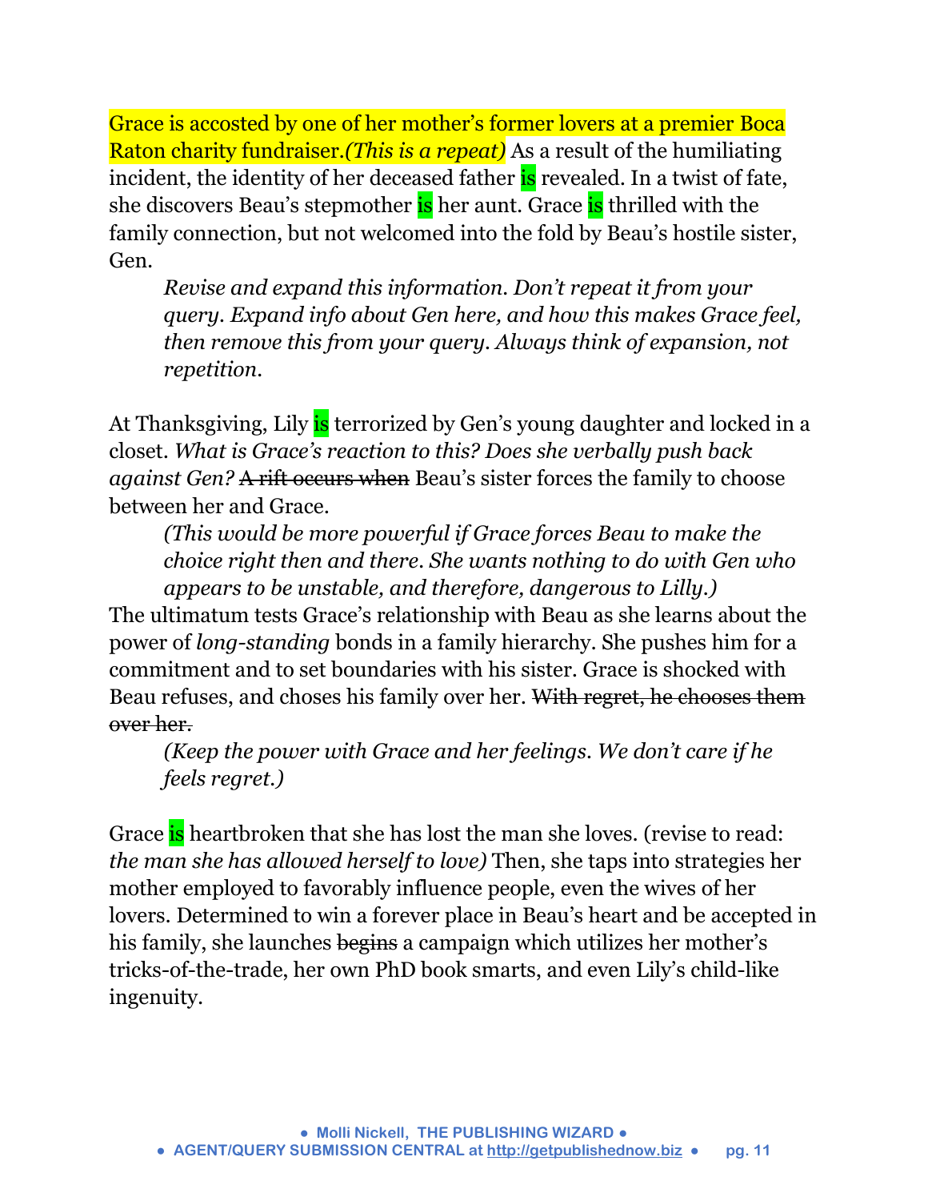Grace is accosted by one of her mother's former lovers at a premier Boca Raton charity fundraiser.*(This is a repeat)* As a result of the humiliating incident, the identity of her deceased father is revealed. In a twist of fate, she discovers Beau's stepmother is her aunt. Grace is thrilled with the family connection, but not welcomed into the fold by Beau's hostile sister, Gen.

> *Revise and expand this information. Don't repeat it from your query. Expand info about Gen here, and how this makes Grace feel, then remove this from your query. Always think of expansion, not repetition.*

At Thanksgiving, Lily is terrorized by Gen's young daughter and locked in a closet. *What is Grace's reaction to this? Does she verbally push back against Gen?* ~~A rift occurs when~~ Beau's sister forces the family to choose between her and Grace.

> *(This would be more powerful if Grace forces Beau to make the choice right then and there. She wants nothing to do with Gen who appears to be unstable, and therefore, dangerous to Lilly.)*

The ultimatum tests Grace's relationship with Beau as she learns about the power of *long-standing* bonds in a family hierarchy. She pushes him for a commitment and to set boundaries with his sister. Grace is shocked with Beau refuses, and choses his family over her. ~~With regret, he chooses them over her.~~

> *(Keep the power with Grace and her feelings. We don't care if he feels regret.)*

Grace is heartbroken that she has lost the man she loves. (revise to read: *the man she has allowed herself to love)* Then, she taps into strategies her mother employed to favorably influence people, even the wives of her lovers. Determined to win a forever place in Beau's heart and be accepted in his family, she launches ~~begins~~ a campaign which utilizes her mother's tricks-of-the-trade, her own PhD book smarts, and even Lily's child-like ingenuity.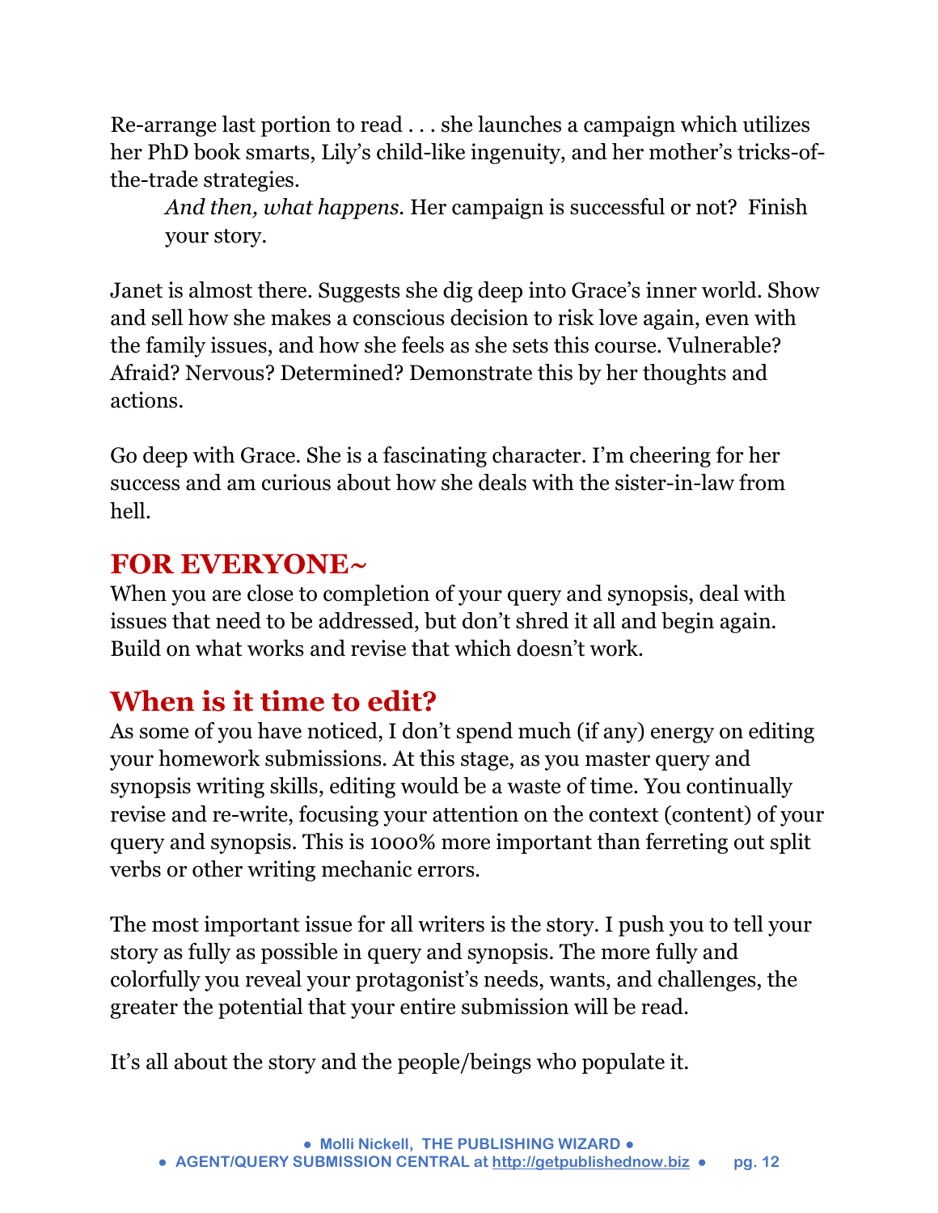Re-arrange last portion to read . . . she launches a campaign which utilizes her PhD book smarts, Lily's child-like ingenuity, and her mother's tricks-of-the-trade strategies.

> *And then, what happens.* Her campaign is successful or not? Finish your story.

Janet is almost there. Suggests she dig deep into Grace's inner world. Show and sell how she makes a conscious decision to risk love again, even with the family issues, and how she feels as she sets this course. Vulnerable? Afraid? Nervous? Determined? Demonstrate this by her thoughts and actions.

Go deep with Grace. She is a fascinating character. I'm cheering for her success and am curious about how she deals with the sister-in-law from hell.

## FOR EVERYONE~

When you are close to completion of your query and synopsis, deal with issues that need to be addressed, but don't shred it all and begin again. Build on what works and revise that which doesn't work.

## When is it time to edit?

As some of you have noticed, I don't spend much (if any) energy on editing your homework submissions. At this stage, as you master query and synopsis writing skills, editing would be a waste of time. You continually revise and re-write, focusing your attention on the context (content) of your query and synopsis. This is 1000% more important than ferreting out split verbs or other writing mechanic errors.

The most important issue for all writers is the story. I push you to tell your story as fully as possible in query and synopsis. The more fully and colorfully you reveal your protagonist's needs, wants, and challenges, the greater the potential that your entire submission will be read.

It's all about the story and the people/beings who populate it.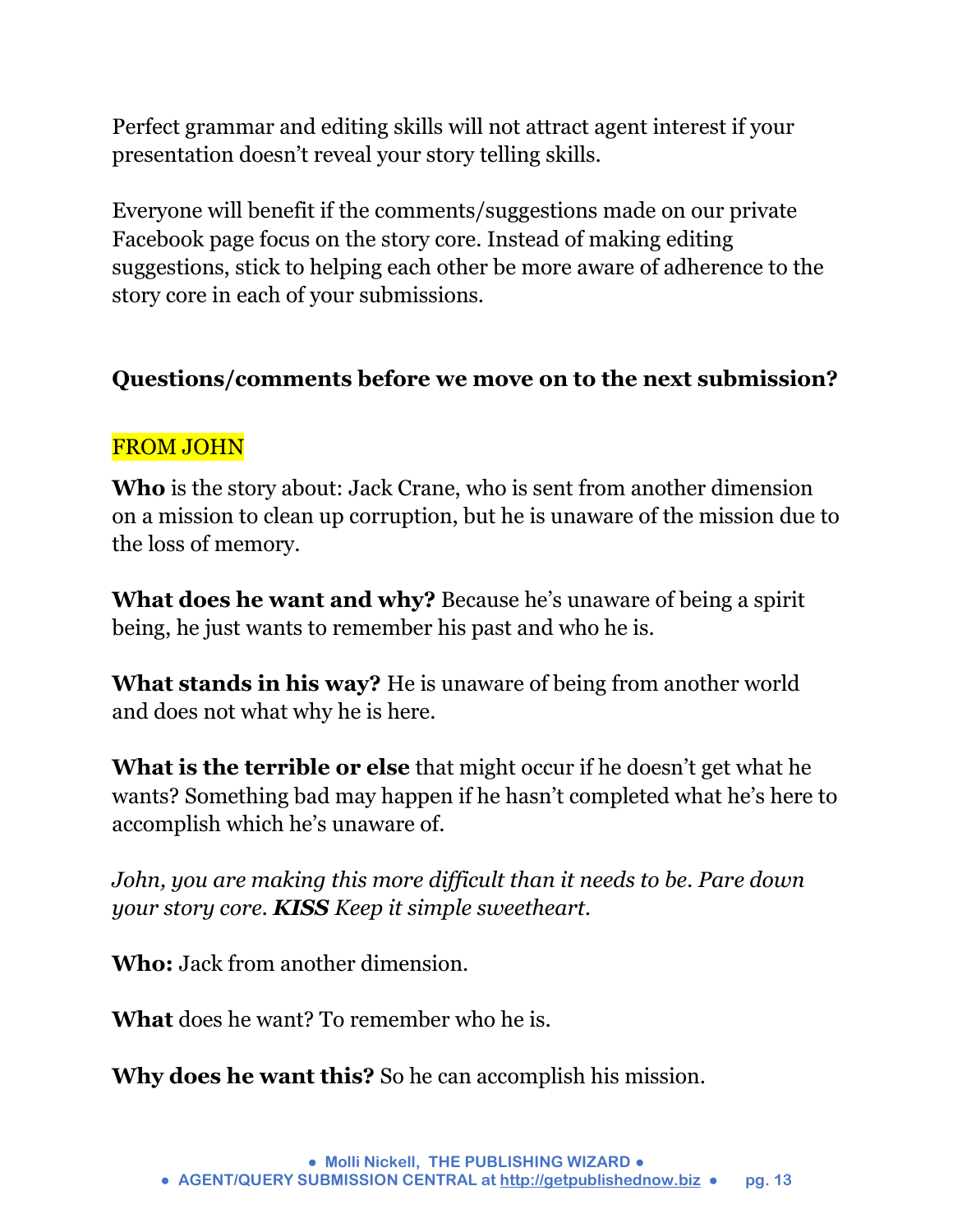Perfect grammar and editing skills will not attract agent interest if your presentation doesn't reveal your story telling skills.

Everyone will benefit if the comments/suggestions made on our private Facebook page focus on the story core. Instead of making editing suggestions, stick to helping each other be more aware of adherence to the story core in each of your submissions.

**Questions/comments before we move on to the next submission?**

FROM JOHN

**Who** is the story about: Jack Crane, who is sent from another dimension on a mission to clean up corruption, but he is unaware of the mission due to the loss of memory.

**What does he want and why?** Because he's unaware of being a spirit being, he just wants to remember his past and who he is.

**What stands in his way?** He is unaware of being from another world and does not what why he is here.

**What is the terrible or else** that might occur if he doesn't get what he wants? Something bad may happen if he hasn't completed what he's here to accomplish which he's unaware of.

*John, you are making this more difficult than it needs to be. Pare down your story core. **KISS** Keep it simple sweetheart.*

**Who:** Jack from another dimension.

**What** does he want? To remember who he is.

**Why does he want this?** So he can accomplish his mission.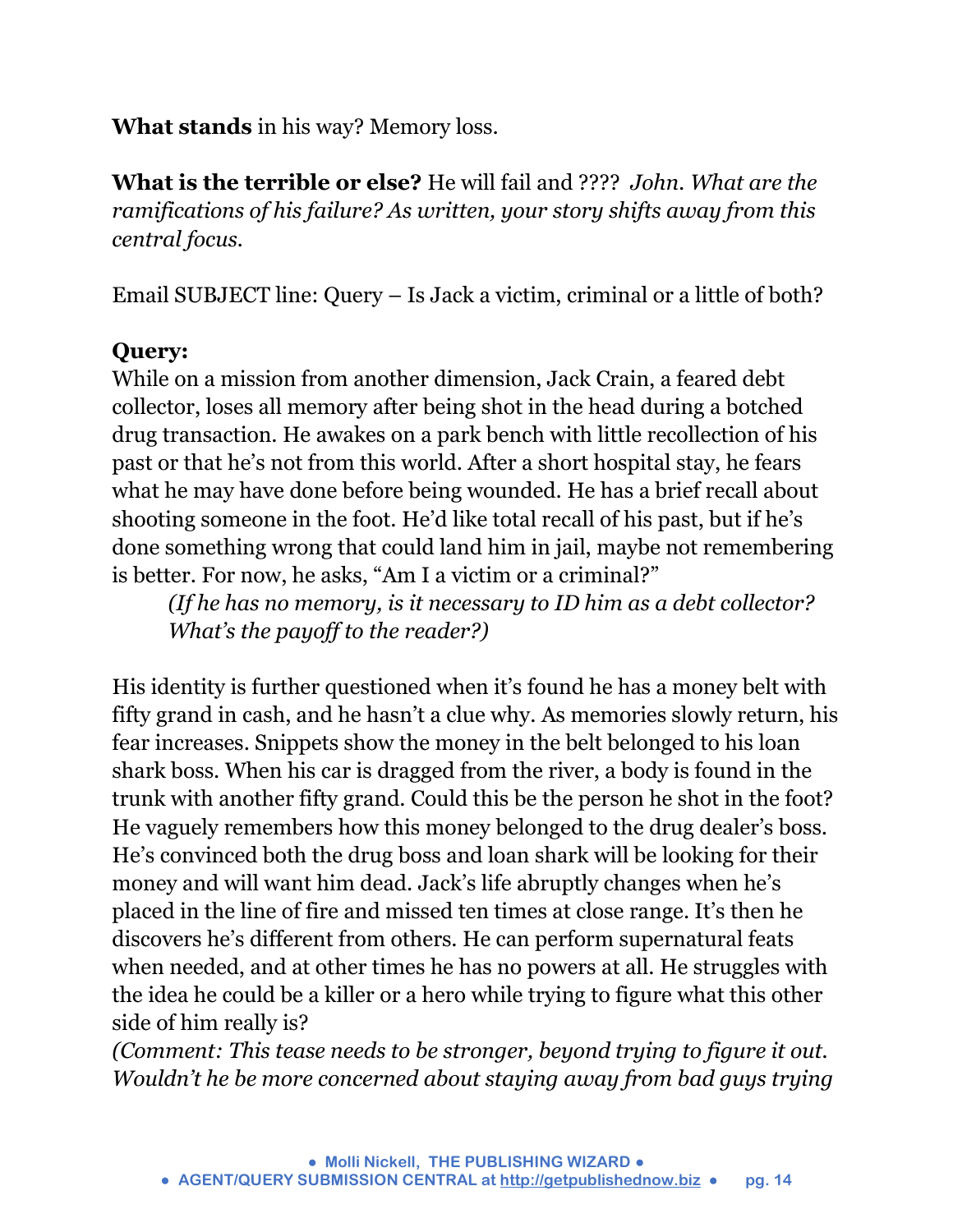**What stands** in his way? Memory loss.

**What is the terrible or else?** He will fail and ????  *John. What are the ramifications of his failure? As written, your story shifts away from this central focus.*

Email SUBJECT line: Query – Is Jack a victim, criminal or a little of both?

**Query:**
While on a mission from another dimension, Jack Crain, a feared debt collector, loses all memory after being shot in the head during a botched drug transaction. He awakes on a park bench with little recollection of his past or that he's not from this world. After a short hospital stay, he fears what he may have done before being wounded. He has a brief recall about shooting someone in the foot. He'd like total recall of his past, but if he's done something wrong that could land him in jail, maybe not remembering is better. For now, he asks, "Am I a victim or a criminal?"

> *(If he has no memory, is it necessary to ID him as a debt collector? What's the payoff to the reader?)*

His identity is further questioned when it's found he has a money belt with fifty grand in cash, and he hasn't a clue why. As memories slowly return, his fear increases. Snippets show the money in the belt belonged to his loan shark boss. When his car is dragged from the river, a body is found in the trunk with another fifty grand. Could this be the person he shot in the foot? He vaguely remembers how this money belonged to the drug dealer's boss. He's convinced both the drug boss and loan shark will be looking for their money and will want him dead. Jack's life abruptly changes when he's placed in the line of fire and missed ten times at close range. It's then he discovers he's different from others. He can perform supernatural feats when needed, and at other times he has no powers at all. He struggles with the idea he could be a killer or a hero while trying to figure what this other side of him really is?
*(Comment: This tease needs to be stronger, beyond trying to figure it out. Wouldn't he be more concerned about staying away from bad guys trying*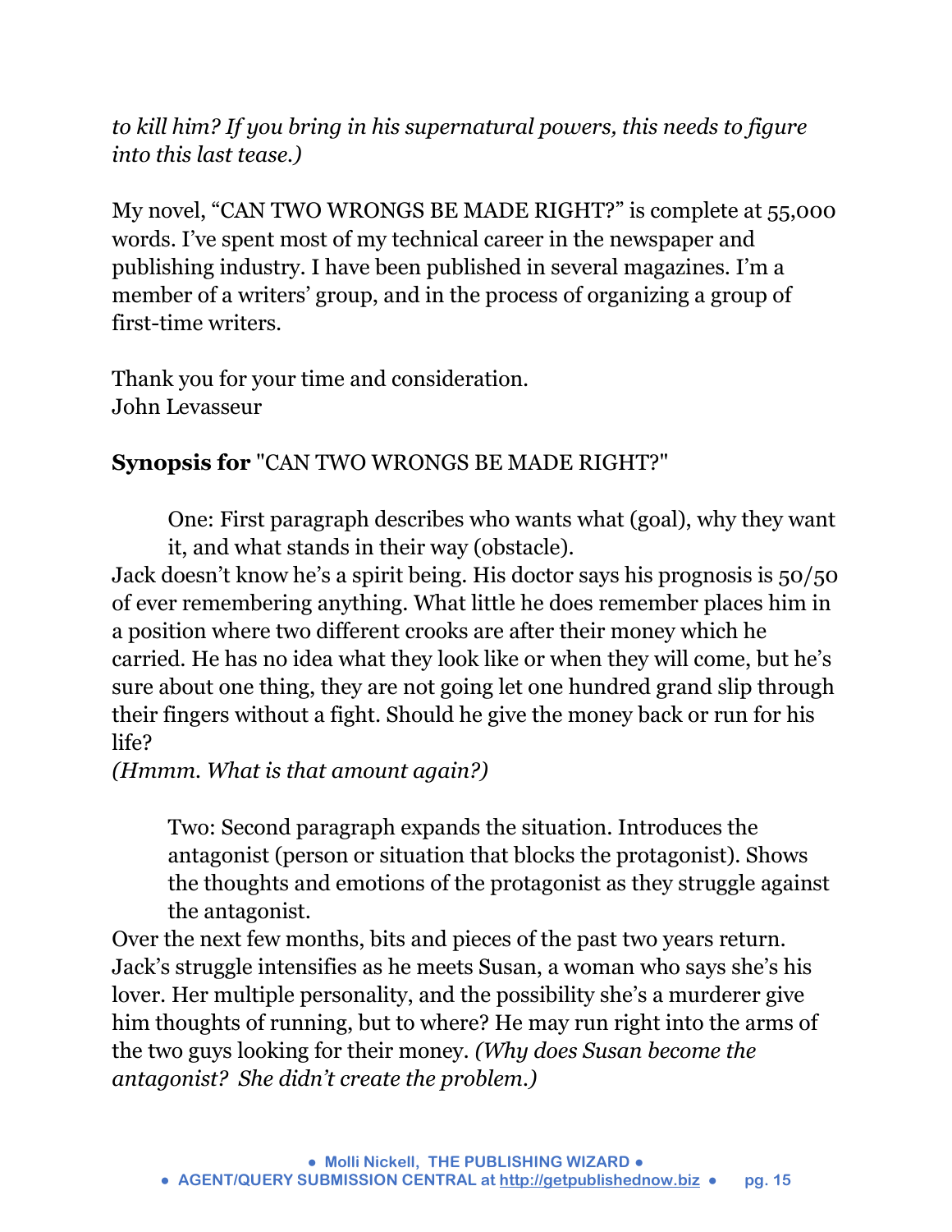*to kill him? If you bring in his supernatural powers, this needs to figure into this last tease.)*

My novel, "CAN TWO WRONGS BE MADE RIGHT?" is complete at 55,000 words. I've spent most of my technical career in the newspaper and publishing industry. I have been published in several magazines. I'm a member of a writers' group, and in the process of organizing a group of first-time writers.

Thank you for your time and consideration.
John Levasseur

**Synopsis for** "CAN TWO WRONGS BE MADE RIGHT?"

> One: First paragraph describes who wants what (goal), why they want it, and what stands in their way (obstacle).

Jack doesn't know he's a spirit being. His doctor says his prognosis is 50/50 of ever remembering anything. What little he does remember places him in a position where two different crooks are after their money which he carried. He has no idea what they look like or when they will come, but he's sure about one thing, they are not going let one hundred grand slip through their fingers without a fight. Should he give the money back or run for his life?
*(Hmmm. What is that amount again?)*

> Two: Second paragraph expands the situation. Introduces the antagonist (person or situation that blocks the protagonist). Shows the thoughts and emotions of the protagonist as they struggle against the antagonist.

Over the next few months, bits and pieces of the past two years return. Jack's struggle intensifies as he meets Susan, a woman who says she's his lover. Her multiple personality, and the possibility she's a murderer give him thoughts of running, but to where? He may run right into the arms of the two guys looking for their money. *(Why does Susan become the antagonist? She didn't create the problem.)*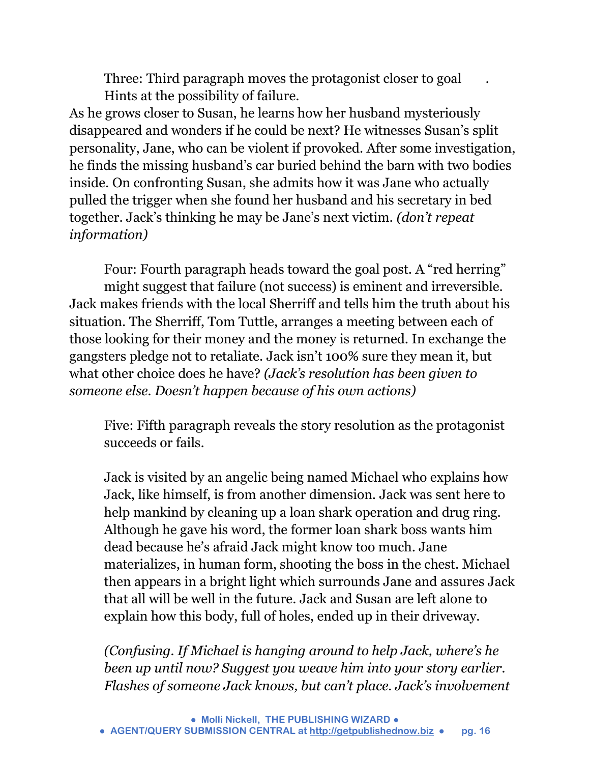Three: Third paragraph moves the protagonist closer to goal. Hints at the possibility of failure.

As he grows closer to Susan, he learns how her husband mysteriously disappeared and wonders if he could be next? He witnesses Susan's split personality, Jane, who can be violent if provoked. After some investigation, he finds the missing husband's car buried behind the barn with two bodies inside. On confronting Susan, she admits how it was Jane who actually pulled the trigger when she found her husband and his secretary in bed together. Jack's thinking he may be Jane's next victim. *(don't repeat information)*

Four: Fourth paragraph heads toward the goal post. A "red herring" might suggest that failure (not success) is eminent and irreversible.

Jack makes friends with the local Sherriff and tells him the truth about his situation. The Sherriff, Tom Tuttle, arranges a meeting between each of those looking for their money and the money is returned. In exchange the gangsters pledge not to retaliate. Jack isn't 100% sure they mean it, but what other choice does he have? *(Jack's resolution has been given to someone else. Doesn't happen because of his own actions)*

Five: Fifth paragraph reveals the story resolution as the protagonist succeeds or fails.

Jack is visited by an angelic being named Michael who explains how Jack, like himself, is from another dimension. Jack was sent here to help mankind by cleaning up a loan shark operation and drug ring. Although he gave his word, the former loan shark boss wants him dead because he's afraid Jack might know too much. Jane materializes, in human form, shooting the boss in the chest. Michael then appears in a bright light which surrounds Jane and assures Jack that all will be well in the future. Jack and Susan are left alone to explain how this body, full of holes, ended up in their driveway.

*(Confusing. If Michael is hanging around to help Jack, where's he been up until now? Suggest you weave him into your story earlier. Flashes of someone Jack knows, but can't place. Jack's involvement*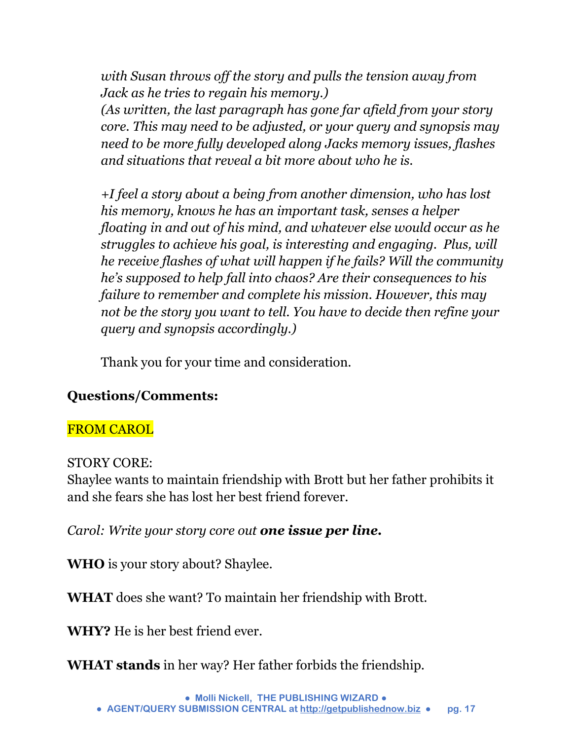*with Susan throws off the story and pulls the tension away from Jack as he tries to regain his memory.)*
*(As written, the last paragraph has gone far afield from your story core. This may need to be adjusted, or your query and synopsis may need to be more fully developed along Jacks memory issues, flashes and situations that reveal a bit more about who he is.*

*+I feel a story about a being from another dimension, who has lost his memory, knows he has an important task, senses a helper floating in and out of his mind, and whatever else would occur as he struggles to achieve his goal, is interesting and engaging. Plus, will he receive flashes of what will happen if he fails? Will the community he's supposed to help fall into chaos? Are their consequences to his failure to remember and complete his mission. However, this may not be the story you want to tell. You have to decide then refine your query and synopsis accordingly.)*

Thank you for your time and consideration.

**Questions/Comments:**

FROM CAROL

STORY CORE:
Shaylee wants to maintain friendship with Brott but her father prohibits it and she fears she has lost her best friend forever.

*Carol: Write your story core out **one issue per line.***

**WHO** is your story about? Shaylee.

**WHAT** does she want? To maintain her friendship with Brott.

**WHY?** He is her best friend ever.

**WHAT stands** in her way? Her father forbids the friendship.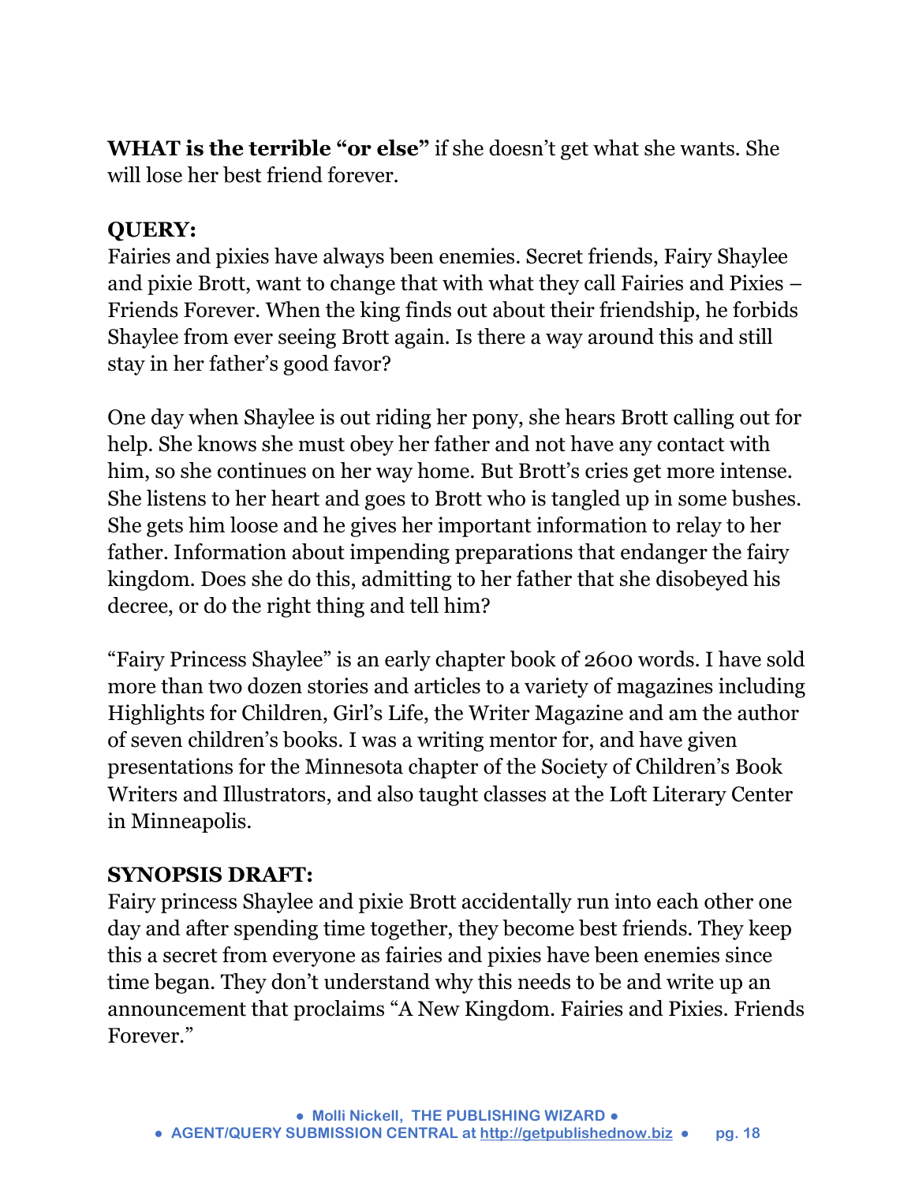**WHAT is the terrible "or else"** if she doesn't get what she wants. She will lose her best friend forever.

**QUERY:**
Fairies and pixies have always been enemies. Secret friends, Fairy Shaylee and pixie Brott, want to change that with what they call Fairies and Pixies – Friends Forever. When the king finds out about their friendship, he forbids Shaylee from ever seeing Brott again. Is there a way around this and still stay in her father's good favor?

One day when Shaylee is out riding her pony, she hears Brott calling out for help. She knows she must obey her father and not have any contact with him, so she continues on her way home. But Brott's cries get more intense. She listens to her heart and goes to Brott who is tangled up in some bushes. She gets him loose and he gives her important information to relay to her father. Information about impending preparations that endanger the fairy kingdom. Does she do this, admitting to her father that she disobeyed his decree, or do the right thing and tell him?

"Fairy Princess Shaylee" is an early chapter book of 2600 words. I have sold more than two dozen stories and articles to a variety of magazines including Highlights for Children, Girl's Life, the Writer Magazine and am the author of seven children's books. I was a writing mentor for, and have given presentations for the Minnesota chapter of the Society of Children's Book Writers and Illustrators, and also taught classes at the Loft Literary Center in Minneapolis.

**SYNOPSIS DRAFT:**
Fairy princess Shaylee and pixie Brott accidentally run into each other one day and after spending time together, they become best friends. They keep this a secret from everyone as fairies and pixies have been enemies since time began. They don't understand why this needs to be and write up an announcement that proclaims "A New Kingdom. Fairies and Pixies. Friends Forever."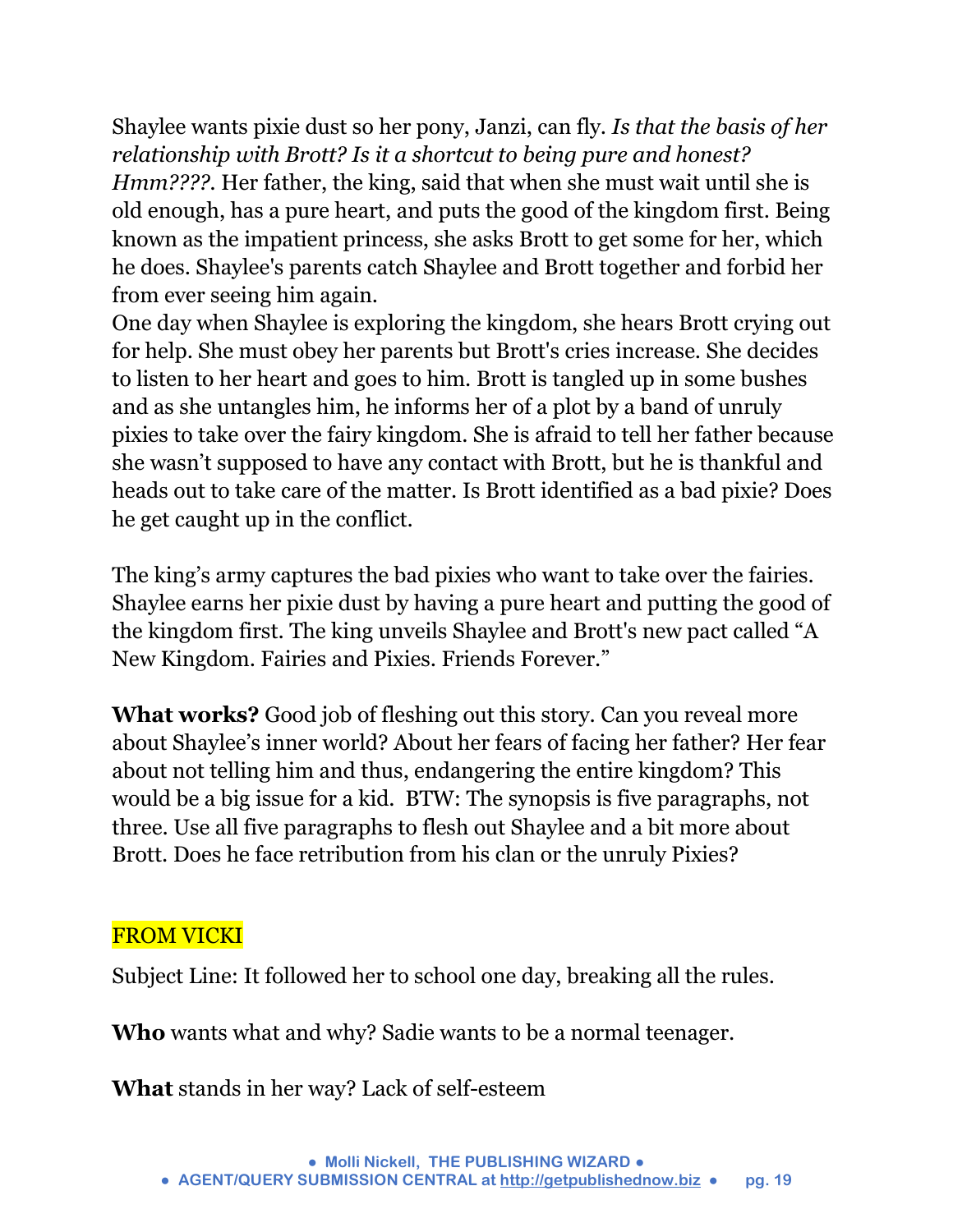Shaylee wants pixie dust so her pony, Janzi, can fly. *Is that the basis of her relationship with Brott? Is it a shortcut to being pure and honest? Hmm????.* Her father, the king, said that when she must wait until she is old enough, has a pure heart, and puts the good of the kingdom first. Being known as the impatient princess, she asks Brott to get some for her, which he does. Shaylee's parents catch Shaylee and Brott together and forbid her from ever seeing him again.

One day when Shaylee is exploring the kingdom, she hears Brott crying out for help. She must obey her parents but Brott's cries increase. She decides to listen to her heart and goes to him. Brott is tangled up in some bushes and as she untangles him, he informs her of a plot by a band of unruly pixies to take over the fairy kingdom. She is afraid to tell her father because she wasn't supposed to have any contact with Brott, but he is thankful and heads out to take care of the matter. Is Brott identified as a bad pixie? Does he get caught up in the conflict.

The king's army captures the bad pixies who want to take over the fairies. Shaylee earns her pixie dust by having a pure heart and putting the good of the kingdom first. The king unveils Shaylee and Brott's new pact called "A New Kingdom. Fairies and Pixies. Friends Forever."

**What works?** Good job of fleshing out this story. Can you reveal more about Shaylee's inner world? About her fears of facing her father? Her fear about not telling him and thus, endangering the entire kingdom? This would be a big issue for a kid. BTW: The synopsis is five paragraphs, not three. Use all five paragraphs to flesh out Shaylee and a bit more about Brott. Does he face retribution from his clan or the unruly Pixies?

FROM VICKI

Subject Line: It followed her to school one day, breaking all the rules.

**Who** wants what and why? Sadie wants to be a normal teenager.

**What** stands in her way? Lack of self-esteem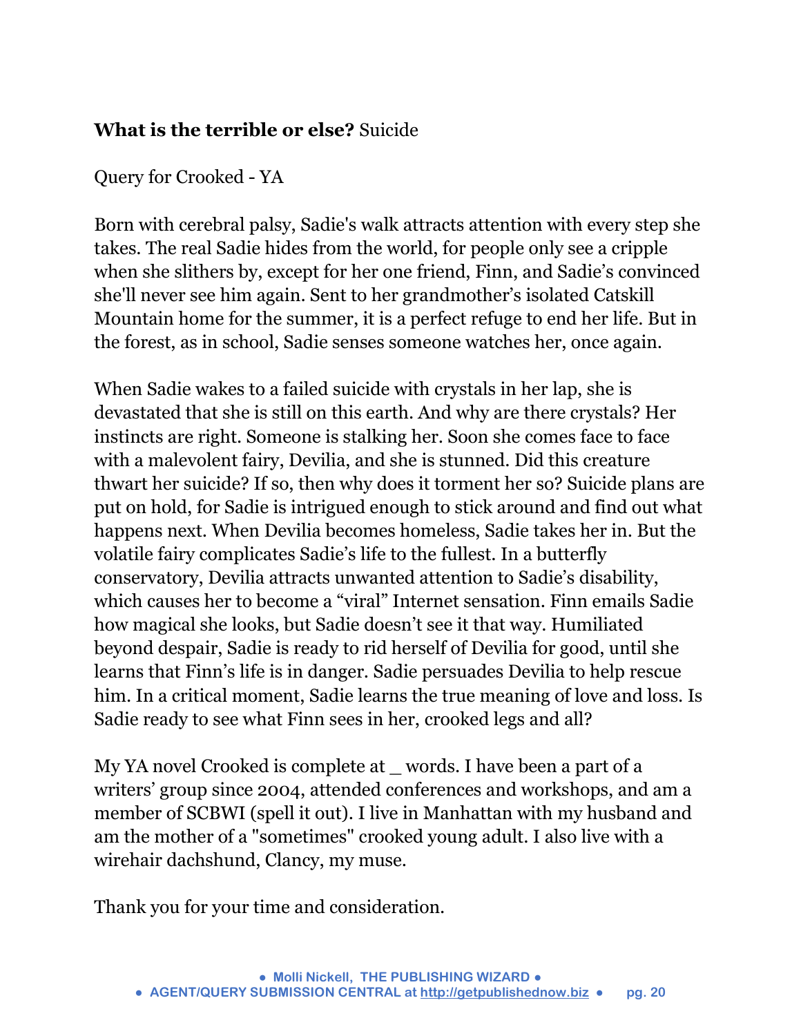**What is the terrible or else?** Suicide

Query for Crooked - YA

Born with cerebral palsy, Sadie's walk attracts attention with every step she takes. The real Sadie hides from the world, for people only see a cripple when she slithers by, except for her one friend, Finn, and Sadie's convinced she'll never see him again. Sent to her grandmother's isolated Catskill Mountain home for the summer, it is a perfect refuge to end her life. But in the forest, as in school, Sadie senses someone watches her, once again.

When Sadie wakes to a failed suicide with crystals in her lap, she is devastated that she is still on this earth. And why are there crystals? Her instincts are right. Someone is stalking her. Soon she comes face to face with a malevolent fairy, Devilia, and she is stunned. Did this creature thwart her suicide? If so, then why does it torment her so? Suicide plans are put on hold, for Sadie is intrigued enough to stick around and find out what happens next. When Devilia becomes homeless, Sadie takes her in. But the volatile fairy complicates Sadie's life to the fullest. In a butterfly conservatory, Devilia attracts unwanted attention to Sadie's disability, which causes her to become a "viral" Internet sensation. Finn emails Sadie how magical she looks, but Sadie doesn't see it that way. Humiliated beyond despair, Sadie is ready to rid herself of Devilia for good, until she learns that Finn's life is in danger. Sadie persuades Devilia to help rescue him. In a critical moment, Sadie learns the true meaning of love and loss. Is Sadie ready to see what Finn sees in her, crooked legs and all?

My YA novel Crooked is complete at _ words. I have been a part of a writers' group since 2004, attended conferences and workshops, and am a member of SCBWI (spell it out). I live in Manhattan with my husband and am the mother of a "sometimes" crooked young adult. I also live with a wirehair dachshund, Clancy, my muse.

Thank you for your time and consideration.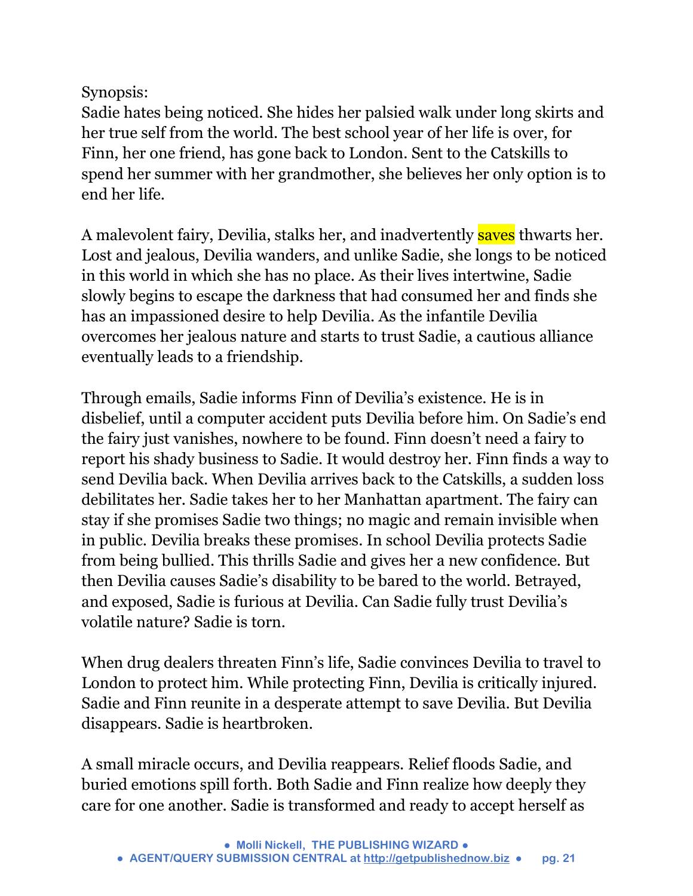Synopsis:
Sadie hates being noticed. She hides her palsied walk under long skirts and her true self from the world. The best school year of her life is over, for Finn, her one friend, has gone back to London. Sent to the Catskills to spend her summer with her grandmother, she believes her only option is to end her life.

A malevolent fairy, Devilia, stalks her, and inadvertently saves thwarts her. Lost and jealous, Devilia wanders, and unlike Sadie, she longs to be noticed in this world in which she has no place. As their lives intertwine, Sadie slowly begins to escape the darkness that had consumed her and finds she has an impassioned desire to help Devilia. As the infantile Devilia overcomes her jealous nature and starts to trust Sadie, a cautious alliance eventually leads to a friendship.

Through emails, Sadie informs Finn of Devilia's existence. He is in disbelief, until a computer accident puts Devilia before him. On Sadie's end the fairy just vanishes, nowhere to be found. Finn doesn't need a fairy to report his shady business to Sadie. It would destroy her. Finn finds a way to send Devilia back. When Devilia arrives back to the Catskills, a sudden loss debilitates her. Sadie takes her to her Manhattan apartment. The fairy can stay if she promises Sadie two things; no magic and remain invisible when in public. Devilia breaks these promises. In school Devilia protects Sadie from being bullied. This thrills Sadie and gives her a new confidence. But then Devilia causes Sadie's disability to be bared to the world. Betrayed, and exposed, Sadie is furious at Devilia. Can Sadie fully trust Devilia's volatile nature? Sadie is torn.

When drug dealers threaten Finn's life, Sadie convinces Devilia to travel to London to protect him. While protecting Finn, Devilia is critically injured. Sadie and Finn reunite in a desperate attempt to save Devilia. But Devilia disappears. Sadie is heartbroken.

A small miracle occurs, and Devilia reappears. Relief floods Sadie, and buried emotions spill forth. Both Sadie and Finn realize how deeply they care for one another. Sadie is transformed and ready to accept herself as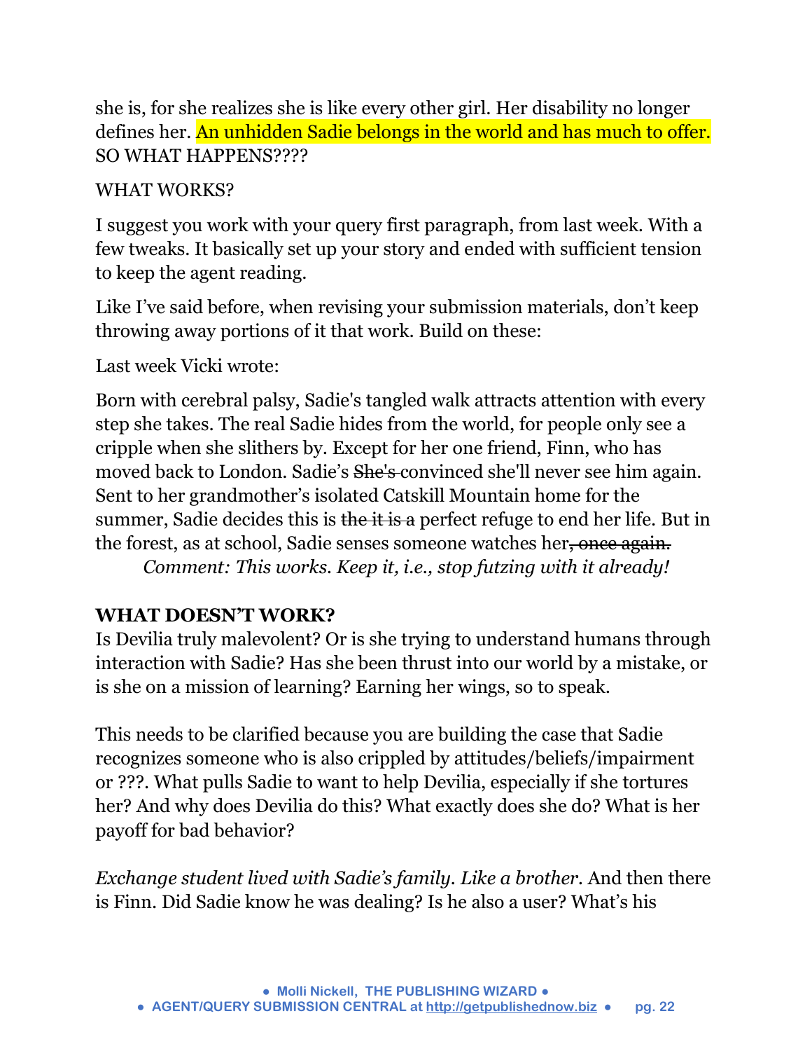she is, for she realizes she is like every other girl. Her disability no longer defines her. An unhidden Sadie belongs in the world and has much to offer. SO WHAT HAPPENS????

WHAT WORKS?

I suggest you work with your query first paragraph, from last week. With a few tweaks. It basically set up your story and ended with sufficient tension to keep the agent reading.

Like I've said before, when revising your submission materials, don't keep throwing away portions of it that work. Build on these:

Last week Vicki wrote:

Born with cerebral palsy, Sadie's tangled walk attracts attention with every step she takes. The real Sadie hides from the world, for people only see a cripple when she slithers by. Except for her one friend, Finn, who has moved back to London. Sadie's ~~She's~~ convinced she'll never see him again. Sent to her grandmother's isolated Catskill Mountain home for the summer, Sadie decides this is ~~the it is a~~ perfect refuge to end her life. But in the forest, as at school, Sadie senses someone watches her~~, once again.~~

*Comment: This works. Keep it, i.e., stop futzing with it already!*

**WHAT DOESN'T WORK?**

Is Devilia truly malevolent? Or is she trying to understand humans through interaction with Sadie? Has she been thrust into our world by a mistake, or is she on a mission of learning? Earning her wings, so to speak.

This needs to be clarified because you are building the case that Sadie recognizes someone who is also crippled by attitudes/beliefs/impairment or ???. What pulls Sadie to want to help Devilia, especially if she tortures her? And why does Devilia do this? What exactly does she do? What is her payoff for bad behavior?

*Exchange student lived with Sadie's family. Like a brother*. And then there is Finn. Did Sadie know he was dealing? Is he also a user? What's his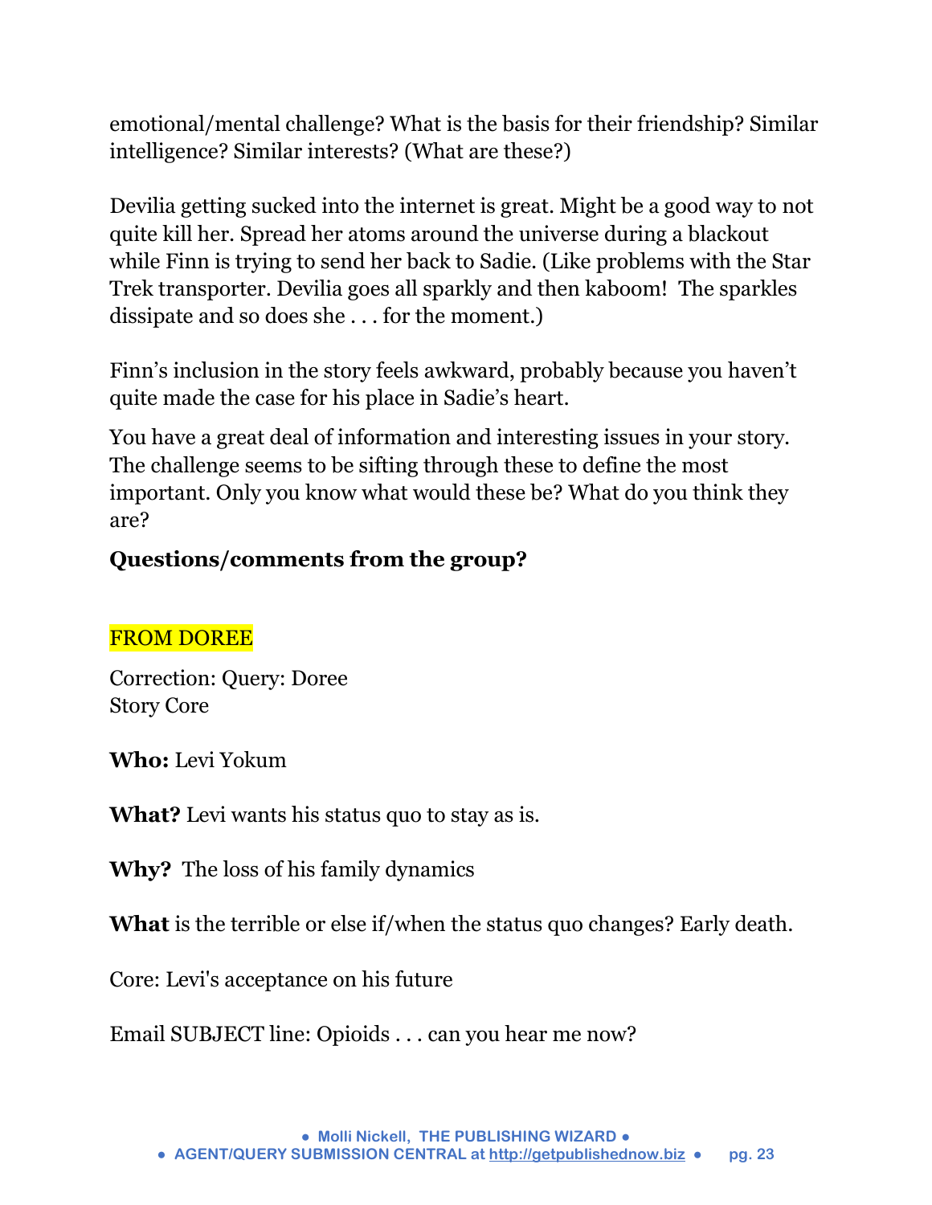emotional/mental challenge? What is the basis for their friendship? Similar intelligence? Similar interests? (What are these?)

Devilia getting sucked into the internet is great. Might be a good way to not quite kill her. Spread her atoms around the universe during a blackout while Finn is trying to send her back to Sadie. (Like problems with the Star Trek transporter. Devilia goes all sparkly and then kaboom! The sparkles dissipate and so does she . . . for the moment.)

Finn's inclusion in the story feels awkward, probably because you haven't quite made the case for his place in Sadie's heart.

You have a great deal of information and interesting issues in your story. The challenge seems to be sifting through these to define the most important. Only you know what would these be? What do you think they are?

**Questions/comments from the group?**

FROM DOREE

Correction: Query: Doree
Story Core

**Who:** Levi Yokum

**What?** Levi wants his status quo to stay as is.

**Why?** The loss of his family dynamics

**What** is the terrible or else if/when the status quo changes? Early death.

Core: Levi's acceptance on his future

Email SUBJECT line: Opioids . . . can you hear me now?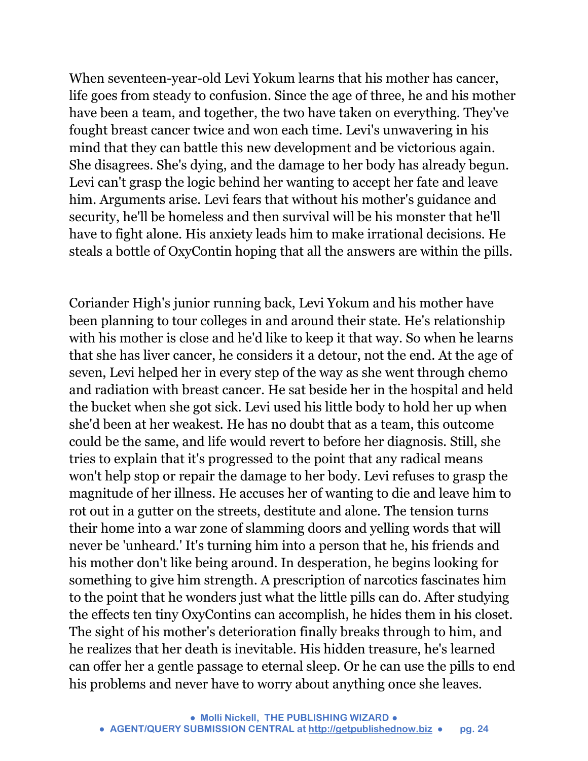When seventeen-year-old Levi Yokum learns that his mother has cancer, life goes from steady to confusion. Since the age of three, he and his mother have been a team, and together, the two have taken on everything. They've fought breast cancer twice and won each time. Levi's unwavering in his mind that they can battle this new development and be victorious again. She disagrees. She's dying, and the damage to her body has already begun. Levi can't grasp the logic behind her wanting to accept her fate and leave him. Arguments arise. Levi fears that without his mother's guidance and security, he'll be homeless and then survival will be his monster that he'll have to fight alone. His anxiety leads him to make irrational decisions. He steals a bottle of OxyContin hoping that all the answers are within the pills.

Coriander High's junior running back, Levi Yokum and his mother have been planning to tour colleges in and around their state. He's relationship with his mother is close and he'd like to keep it that way. So when he learns that she has liver cancer, he considers it a detour, not the end. At the age of seven, Levi helped her in every step of the way as she went through chemo and radiation with breast cancer. He sat beside her in the hospital and held the bucket when she got sick. Levi used his little body to hold her up when she'd been at her weakest. He has no doubt that as a team, this outcome could be the same, and life would revert to before her diagnosis. Still, she tries to explain that it's progressed to the point that any radical means won't help stop or repair the damage to her body. Levi refuses to grasp the magnitude of her illness. He accuses her of wanting to die and leave him to rot out in a gutter on the streets, destitute and alone. The tension turns their home into a war zone of slamming doors and yelling words that will never be 'unheard.' It's turning him into a person that he, his friends and his mother don't like being around. In desperation, he begins looking for something to give him strength. A prescription of narcotics fascinates him to the point that he wonders just what the little pills can do. After studying the effects ten tiny OxyContins can accomplish, he hides them in his closet. The sight of his mother's deterioration finally breaks through to him, and he realizes that her death is inevitable. His hidden treasure, he's learned can offer her a gentle passage to eternal sleep. Or he can use the pills to end his problems and never have to worry about anything once she leaves.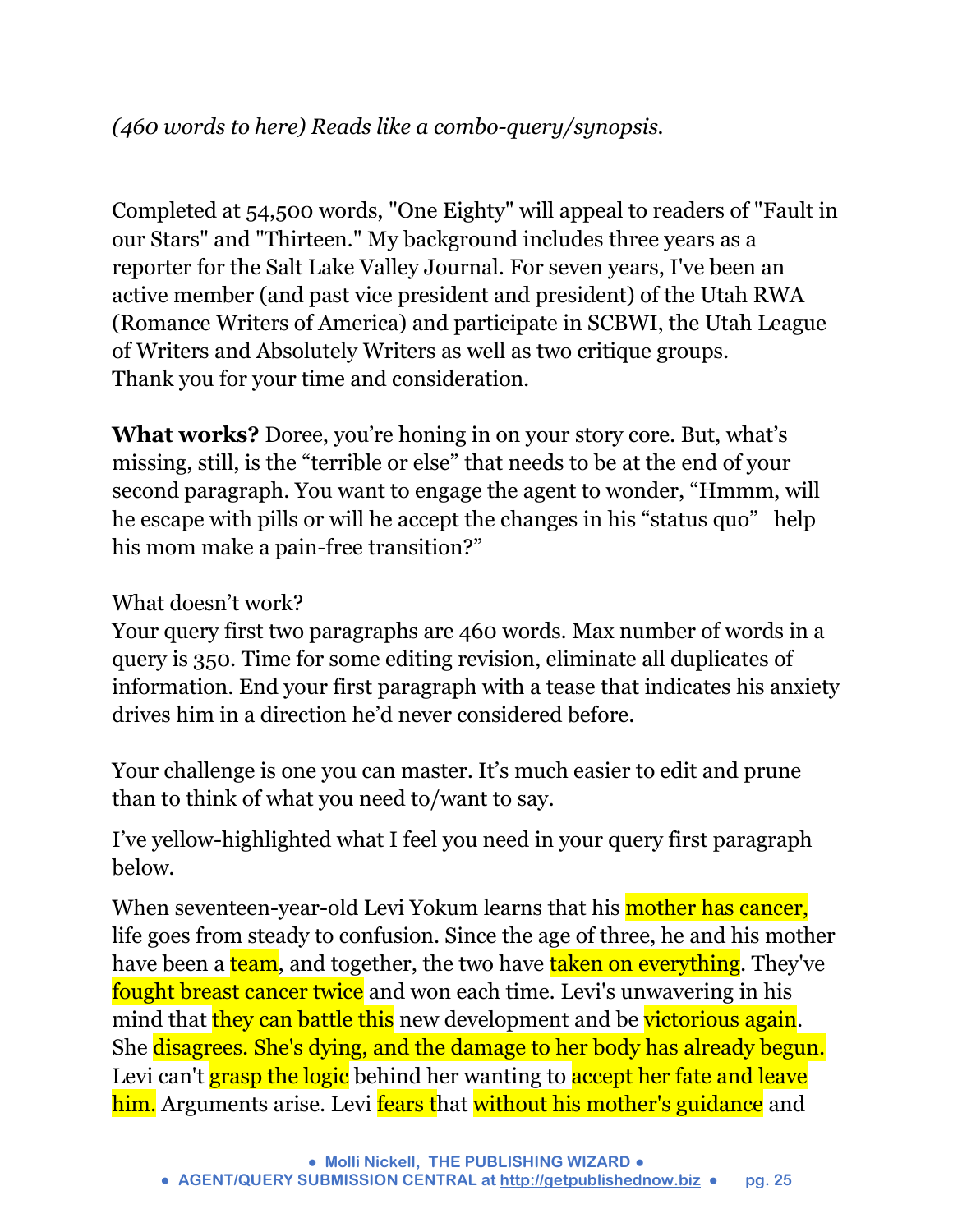*(460 words to here) Reads like a combo-query/synopsis.*

Completed at 54,500 words, "One Eighty" will appeal to readers of "Fault in our Stars" and "Thirteen." My background includes three years as a reporter for the Salt Lake Valley Journal. For seven years, I've been an active member (and past vice president and president) of the Utah RWA (Romance Writers of America) and participate in SCBWI, the Utah League of Writers and Absolutely Writers as well as two critique groups.
Thank you for your time and consideration.

**What works?** Doree, you're honing in on your story core. But, what's missing, still, is the "terrible or else" that needs to be at the end of your second paragraph. You want to engage the agent to wonder, "Hmmm, will he escape with pills or will he accept the changes in his "status quo" help his mom make a pain-free transition?"

What doesn't work?
Your query first two paragraphs are 460 words. Max number of words in a query is 350. Time for some editing revision, eliminate all duplicates of information. End your first paragraph with a tease that indicates his anxiety drives him in a direction he'd never considered before.

Your challenge is one you can master. It's much easier to edit and prune than to think of what you need to/want to say.

I've yellow-highlighted what I feel you need in your query first paragraph below.

When seventeen-year-old Levi Yokum learns that his mother has cancer, life goes from steady to confusion. Since the age of three, he and his mother have been a team, and together, the two have taken on everything. They've fought breast cancer twice and won each time. Levi's unwavering in his mind that they can battle this new development and be victorious again. She disagrees. She's dying, and the damage to her body has already begun. Levi can't grasp the logic behind her wanting to accept her fate and leave him. Arguments arise. Levi fears that without his mother's guidance and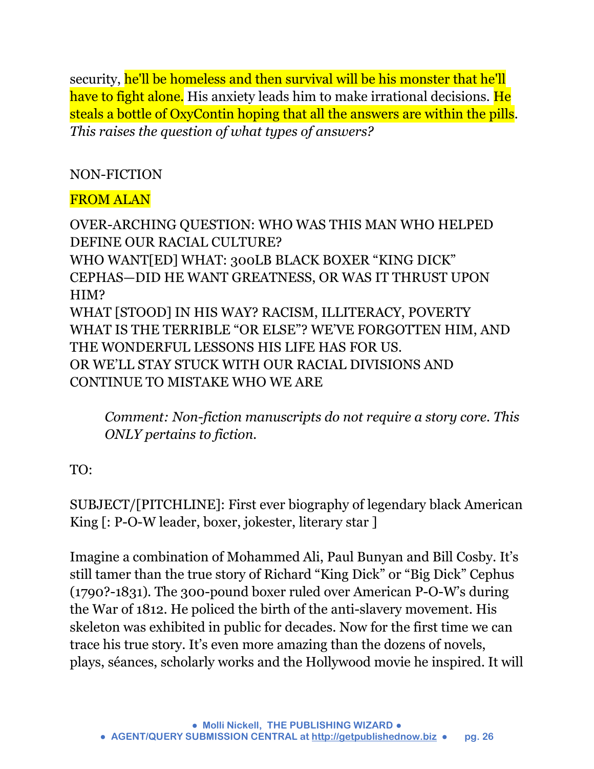security, he'll be homeless and then survival will be his monster that he'll have to fight alone. His anxiety leads him to make irrational decisions. He steals a bottle of OxyContin hoping that all the answers are within the pills. *This raises the question of what types of answers?*

NON-FICTION

FROM ALAN

OVER-ARCHING QUESTION: WHO WAS THIS MAN WHO HELPED DEFINE OUR RACIAL CULTURE?
WHO WANT[ED] WHAT: 300LB BLACK BOXER "KING DICK" CEPHAS—DID HE WANT GREATNESS, OR WAS IT THRUST UPON HIM?
WHAT [STOOD] IN HIS WAY? RACISM, ILLITERACY, POVERTY
WHAT IS THE TERRIBLE "OR ELSE"? WE'VE FORGOTTEN HIM, AND THE WONDERFUL LESSONS HIS LIFE HAS FOR US.
OR WE'LL STAY STUCK WITH OUR RACIAL DIVISIONS AND CONTINUE TO MISTAKE WHO WE ARE

> *Comment: Non-fiction manuscripts do not require a story core. This ONLY pertains to fiction.*

TO:

SUBJECT/[PITCHLINE]: First ever biography of legendary black American King [: P-O-W leader, boxer, jokester, literary star ]

Imagine a combination of Mohammed Ali, Paul Bunyan and Bill Cosby. It's still tamer than the true story of Richard "King Dick" or "Big Dick" Cephus (1790?-1831). The 300-pound boxer ruled over American P-O-W's during the War of 1812. He policed the birth of the anti-slavery movement. His skeleton was exhibited in public for decades. Now for the first time we can trace his true story. It's even more amazing than the dozens of novels, plays, séances, scholarly works and the Hollywood movie he inspired. It will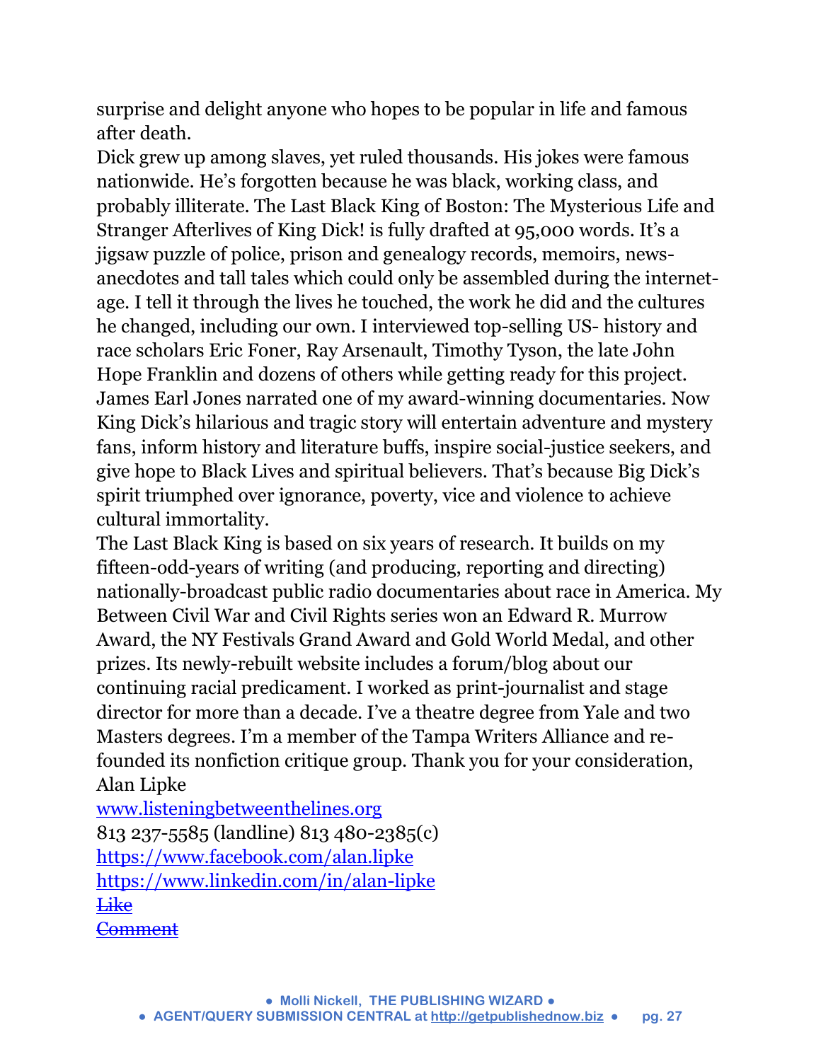surprise and delight anyone who hopes to be popular in life and famous after death.

Dick grew up among slaves, yet ruled thousands. His jokes were famous nationwide. He's forgotten because he was black, working class, and probably illiterate. The Last Black King of Boston: The Mysterious Life and Stranger Afterlives of King Dick! is fully drafted at 95,000 words. It's a jigsaw puzzle of police, prison and genealogy records, memoirs, news-anecdotes and tall tales which could only be assembled during the internet-age. I tell it through the lives he touched, the work he did and the cultures he changed, including our own. I interviewed top-selling US- history and race scholars Eric Foner, Ray Arsenault, Timothy Tyson, the late John Hope Franklin and dozens of others while getting ready for this project. James Earl Jones narrated one of my award-winning documentaries. Now King Dick's hilarious and tragic story will entertain adventure and mystery fans, inform history and literature buffs, inspire social-justice seekers, and give hope to Black Lives and spiritual believers. That's because Big Dick's spirit triumphed over ignorance, poverty, vice and violence to achieve cultural immortality.

The Last Black King is based on six years of research. It builds on my fifteen-odd-years of writing (and producing, reporting and directing) nationally-broadcast public radio documentaries about race in America. My Between Civil War and Civil Rights series won an Edward R. Murrow Award, the NY Festivals Grand Award and Gold World Medal, and other prizes. Its newly-rebuilt website includes a forum/blog about our continuing racial predicament. I worked as print-journalist and stage director for more than a decade. I've a theatre degree from Yale and two Masters degrees. I'm a member of the Tampa Writers Alliance and re-founded its nonfiction critique group. Thank you for your consideration,
Alan Lipke

www.listeningbetweenthelines.org

813 237-5585 (landline) 813 480-2385(c)

https://www.facebook.com/alan.lipke

https://www.linkedin.com/in/alan-lipke

~~Like~~

~~Comment~~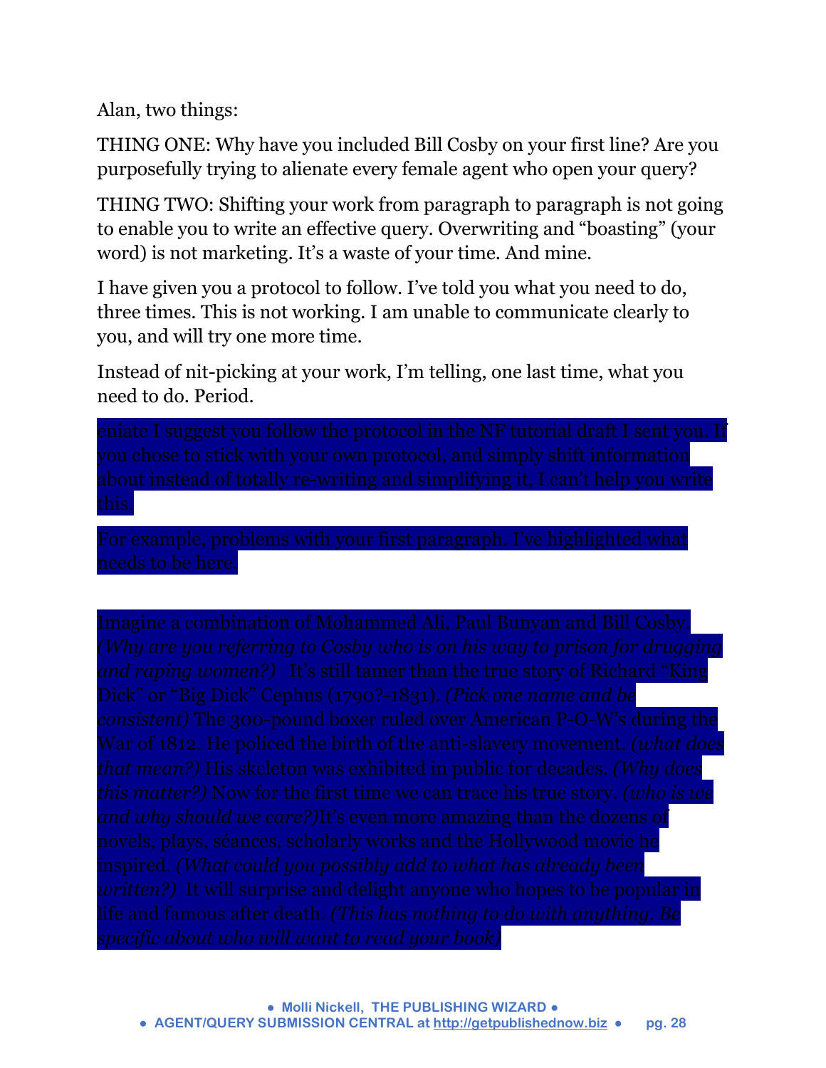Alan, two things:

THING ONE: Why have you included Bill Cosby on your first line? Are you purposefully trying to alienate every female agent who open your query?

THING TWO: Shifting your work from paragraph to paragraph is not going to enable you to write an effective query. Overwriting and "boasting" (your word) is not marketing. It's a waste of your time. And mine.

I have given you a protocol to follow. I've told you what you need to do, three times. This is not working. I am unable to communicate clearly to you, and will try one more time.

Instead of nit-picking at your work, I'm telling, one last time, what you need to do. Period.

eniate I suggest you follow the protocol in the NF tutorial draft I sent you. If you chose to stick with your own protocol, and simply shift information about instead of totally re-writing and simplifying it, I can't help you write this.

For example, problems with your first paragraph. I've highlighted what needs to be here.

Imagine a combination of Mohammed Ali, Paul Bunyan and Bill Cosby. *(Why are you referring to Cosby who is on his way to prison for drugging and raping women?)* It's still tamer than the true story of Richard "King Dick" or "Big Dick" Cephus (1790?-1831). *(Pick one name and be consistent)* The 300-pound boxer ruled over American P-O-W's during the War of 1812. He policed the birth of the anti-slavery movement. *(what does that mean?)* His skeleton was exhibited in public for decades. *(Why does this matter?)* Now for the first time we can trace his true story. *(who is we and why should we care?)*It's even more amazing than the dozens of novels, plays, séances, scholarly works and the Hollywood movie he inspired. *(What could you possibly add to what has already been written?)* It will surprise and delight anyone who hopes to be popular in life and famous after death. *(This has nothing to do with anything. Be specific about who will want to read your book)*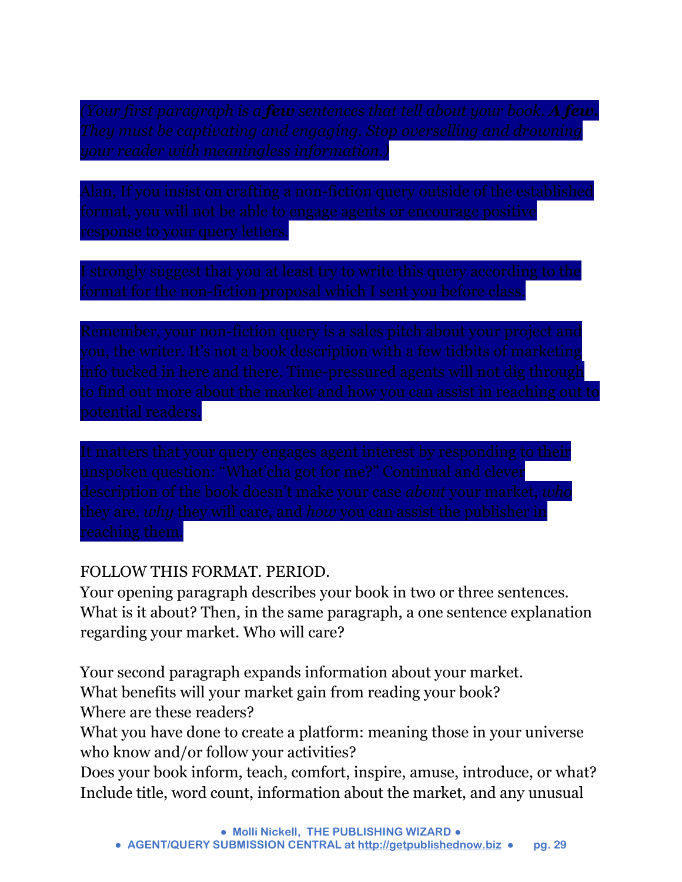*(Your first paragraph is a* ***few*** *sentences that tell about your book.* ***A few.*** *They must be captivating and engaging. Stop overselling and drowning your reader with meaningless information.)*

Alan, If you insist on crafting a non-fiction query outside of the established format, you will not be able to engage agents or encourage positive response to your query letters.

I strongly suggest that you at least try to write this query according to the format for the non-fiction proposal which I sent you before class.

Remember, your non-fiction query is a sales pitch about your project and you, the writer. It's not a book description with a few tidbits of marketing info tucked in here and there. Time-pressured agents will not dig through to find out more about the market and how you can assist in reaching out to potential readers.

It matters that your query engages agent interest by responding to their unspoken question: "What'cha got for me?" Continual and clever description of the book doesn't make your case *about* your market, *who* they are, *why* they will care, and *how* you can assist the publisher in reaching them.

FOLLOW THIS FORMAT. PERIOD.
Your opening paragraph describes your book in two or three sentences. What is it about? Then, in the same paragraph, a one sentence explanation regarding your market. Who will care?

Your second paragraph expands information about your market.
What benefits will your market gain from reading your book?
Where are these readers?
What you have done to create a platform: meaning those in your universe who know and/or follow your activities?
Does your book inform, teach, comfort, inspire, amuse, introduce, or what?
Include title, word count, information about the market, and any unusual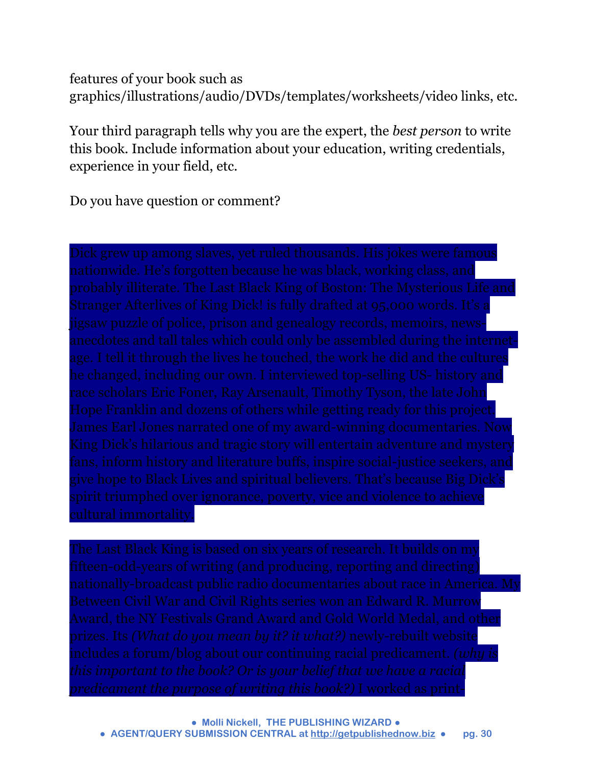features of your book such as graphics/illustrations/audio/DVDs/templates/worksheets/video links, etc.

Your third paragraph tells why you are the expert, the *best person* to write this book. Include information about your education, writing credentials, experience in your field, etc.

Do you have question or comment?

Dick grew up among slaves, yet ruled thousands. His jokes were famous nationwide. He's forgotten because he was black, working class, and probably illiterate. The Last Black King of Boston: The Mysterious Life and Stranger Afterlives of King Dick! is fully drafted at 95,000 words. It's a jigsaw puzzle of police, prison and genealogy records, memoirs, news-anecdotes and tall tales which could only be assembled during the internet-age. I tell it through the lives he touched, the work he did and the cultures he changed, including our own. I interviewed top-selling US- history and race scholars Eric Foner, Ray Arsenault, Timothy Tyson, the late John Hope Franklin and dozens of others while getting ready for this project. James Earl Jones narrated one of my award-winning documentaries. Now King Dick's hilarious and tragic story will entertain adventure and mystery fans, inform history and literature buffs, inspire social-justice seekers, and give hope to Black Lives and spiritual believers. That's because Big Dick's spirit triumphed over ignorance, poverty, vice and violence to achieve cultural immortality.

The Last Black King is based on six years of research. It builds on my fifteen-odd-years of writing (and producing, reporting and directing) nationally-broadcast public radio documentaries about race in America. My Between Civil War and Civil Rights series won an Edward R. Murrow Award, the NY Festivals Grand Award and Gold World Medal, and other prizes. Its *(What do you mean by it? it what?)* newly-rebuilt website includes a forum/blog about our continuing racial predicament. *(why is this important to the book? Or is your belief that we have a racial predicament the purpose of writing this book?)* I worked as print-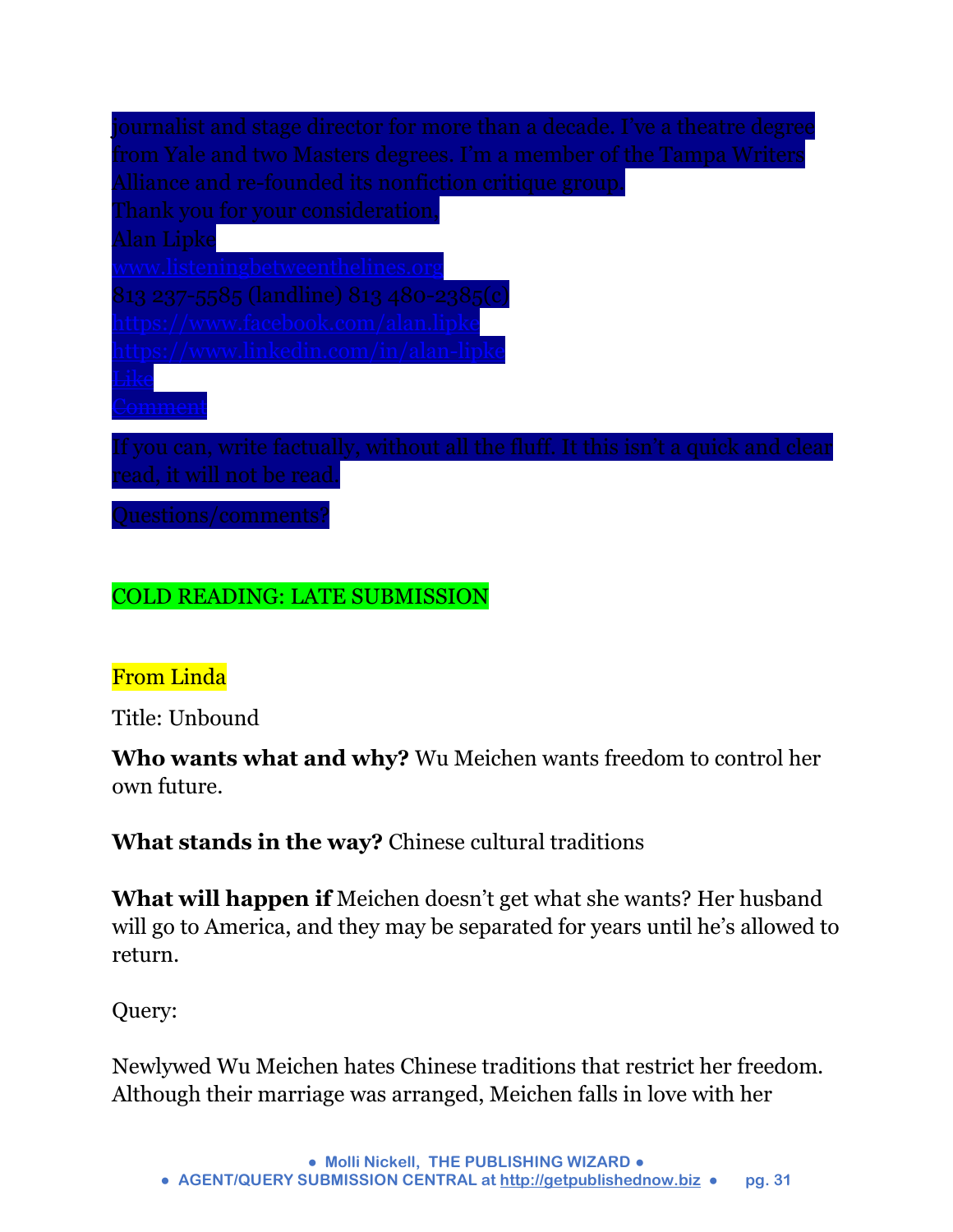journalist and stage director for more than a decade. I've a theatre degree from Yale and two Masters degrees. I'm a member of the Tampa Writers Alliance and re-founded its nonfiction critique group.

Thank you for your consideration.

Alan Lipke

www.listeningbetweenthelines.org

813 237-5585 (landline) 813 480-2385(c)

https://www.facebook.com/alan.lipke

https://www.linkedin.com/in/alan-lipke

Like

Comment

If you can, write factually, without all the fluff. It this isn't a quick and clear read, it will not be read.

Questions/comments?

COLD READING: LATE SUBMISSION

From Linda

Title: Unbound

**Who wants what and why?** Wu Meichen wants freedom to control her own future.

**What stands in the way?** Chinese cultural traditions

**What will happen if** Meichen doesn't get what she wants? Her husband will go to America, and they may be separated for years until he's allowed to return.

Query:

Newlywed Wu Meichen hates Chinese traditions that restrict her freedom. Although their marriage was arranged, Meichen falls in love with her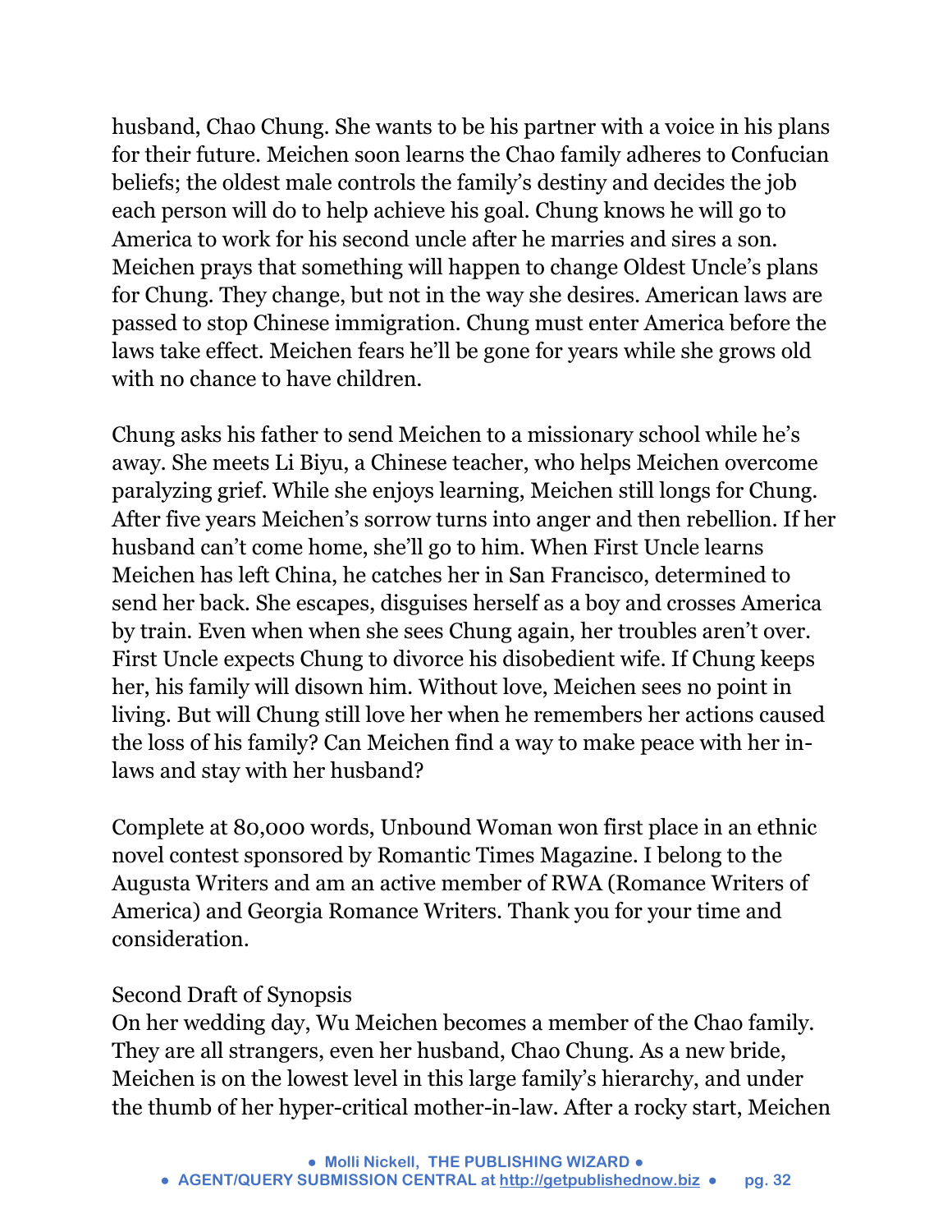husband, Chao Chung. She wants to be his partner with a voice in his plans for their future. Meichen soon learns the Chao family adheres to Confucian beliefs; the oldest male controls the family's destiny and decides the job each person will do to help achieve his goal. Chung knows he will go to America to work for his second uncle after he marries and sires a son. Meichen prays that something will happen to change Oldest Uncle's plans for Chung. They change, but not in the way she desires. American laws are passed to stop Chinese immigration. Chung must enter America before the laws take effect. Meichen fears he'll be gone for years while she grows old with no chance to have children.

Chung asks his father to send Meichen to a missionary school while he's away. She meets Li Biyu, a Chinese teacher, who helps Meichen overcome paralyzing grief. While she enjoys learning, Meichen still longs for Chung. After five years Meichen's sorrow turns into anger and then rebellion. If her husband can't come home, she'll go to him. When First Uncle learns Meichen has left China, he catches her in San Francisco, determined to send her back. She escapes, disguises herself as a boy and crosses America by train. Even when when she sees Chung again, her troubles aren't over. First Uncle expects Chung to divorce his disobedient wife. If Chung keeps her, his family will disown him. Without love, Meichen sees no point in living. But will Chung still love her when he remembers her actions caused the loss of his family? Can Meichen find a way to make peace with her in-laws and stay with her husband?

Complete at 80,000 words, Unbound Woman won first place in an ethnic novel contest sponsored by Romantic Times Magazine. I belong to the Augusta Writers and am an active member of RWA (Romance Writers of America) and Georgia Romance Writers. Thank you for your time and consideration.

Second Draft of Synopsis

On her wedding day, Wu Meichen becomes a member of the Chao family. They are all strangers, even her husband, Chao Chung. As a new bride, Meichen is on the lowest level in this large family's hierarchy, and under the thumb of her hyper-critical mother-in-law. After a rocky start, Meichen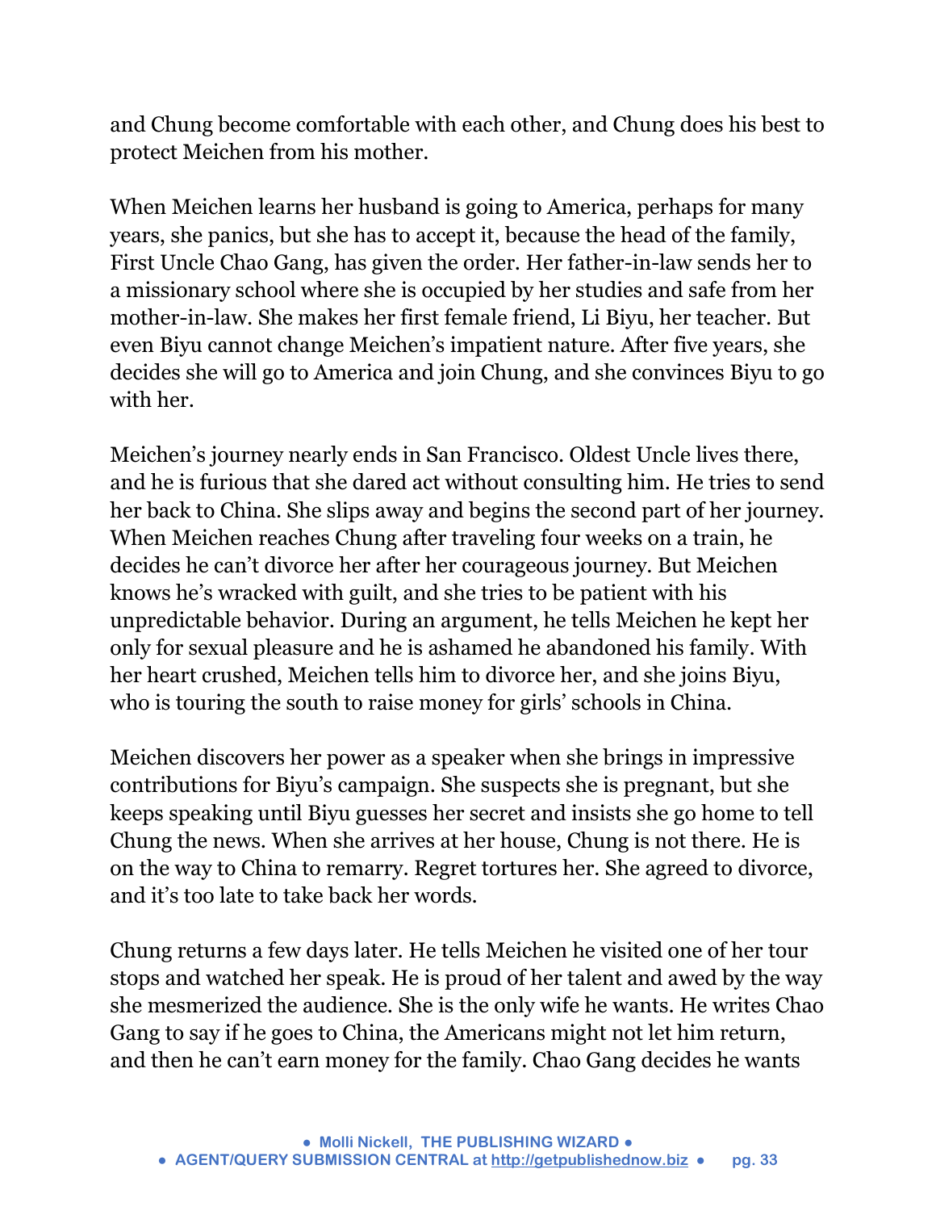and Chung become comfortable with each other, and Chung does his best to protect Meichen from his mother.

When Meichen learns her husband is going to America, perhaps for many years, she panics, but she has to accept it, because the head of the family, First Uncle Chao Gang, has given the order. Her father-in-law sends her to a missionary school where she is occupied by her studies and safe from her mother-in-law. She makes her first female friend, Li Biyu, her teacher. But even Biyu cannot change Meichen's impatient nature. After five years, she decides she will go to America and join Chung, and she convinces Biyu to go with her.

Meichen's journey nearly ends in San Francisco. Oldest Uncle lives there, and he is furious that she dared act without consulting him. He tries to send her back to China. She slips away and begins the second part of her journey. When Meichen reaches Chung after traveling four weeks on a train, he decides he can't divorce her after her courageous journey. But Meichen knows he's wracked with guilt, and she tries to be patient with his unpredictable behavior. During an argument, he tells Meichen he kept her only for sexual pleasure and he is ashamed he abandoned his family. With her heart crushed, Meichen tells him to divorce her, and she joins Biyu, who is touring the south to raise money for girls' schools in China.

Meichen discovers her power as a speaker when she brings in impressive contributions for Biyu's campaign. She suspects she is pregnant, but she keeps speaking until Biyu guesses her secret and insists she go home to tell Chung the news. When she arrives at her house, Chung is not there. He is on the way to China to remarry. Regret tortures her. She agreed to divorce, and it's too late to take back her words.

Chung returns a few days later. He tells Meichen he visited one of her tour stops and watched her speak. He is proud of her talent and awed by the way she mesmerized the audience. She is the only wife he wants. He writes Chao Gang to say if he goes to China, the Americans might not let him return, and then he can't earn money for the family. Chao Gang decides he wants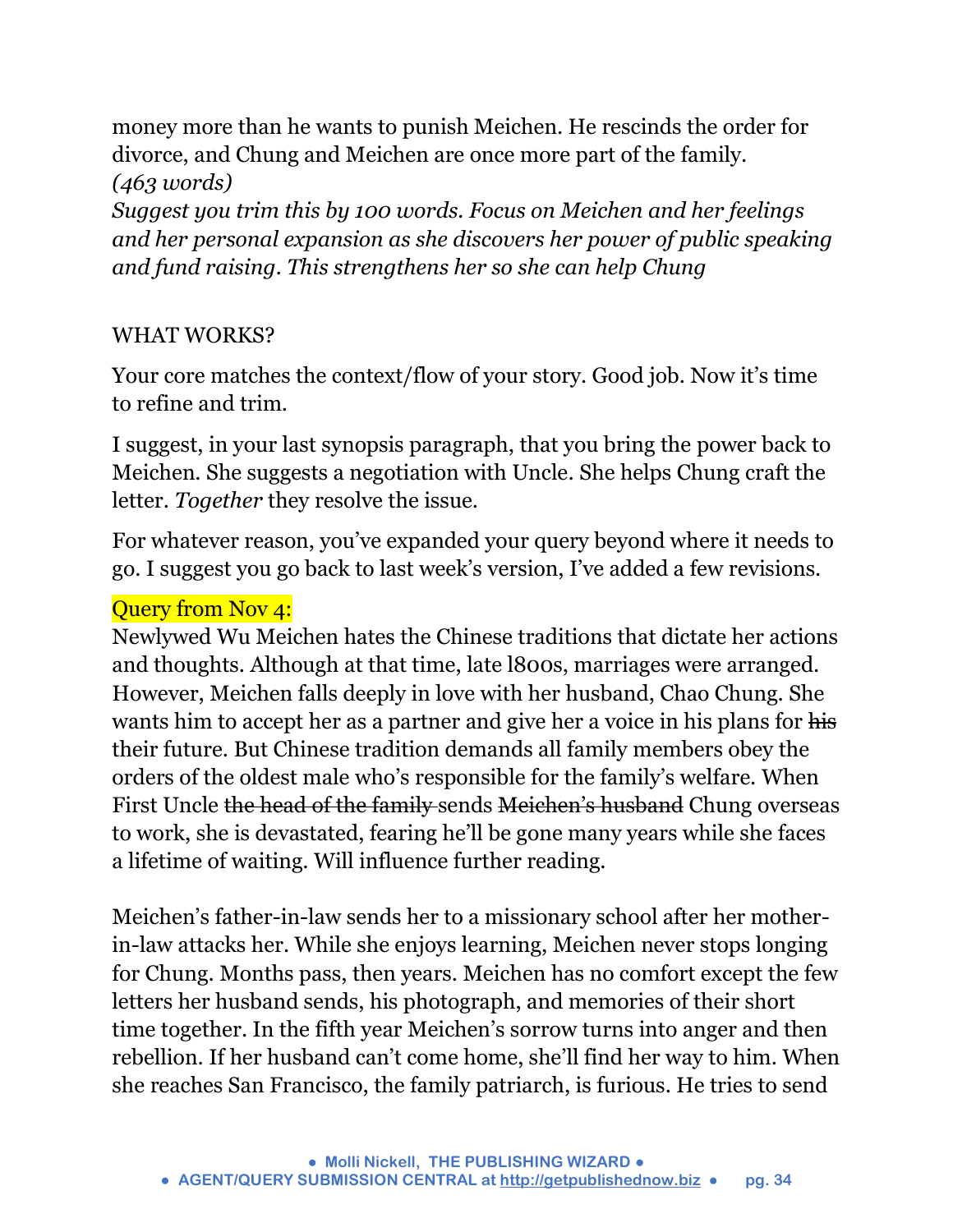money more than he wants to punish Meichen. He rescinds the order for divorce, and Chung and Meichen are once more part of the family.
*(463 words)*
*Suggest you trim this by 100 words. Focus on Meichen and her feelings and her personal expansion as she discovers her power of public speaking and fund raising. This strengthens her so she can help Chung*

WHAT WORKS?

Your core matches the context/flow of your story. Good job. Now it's time to refine and trim.

I suggest, in your last synopsis paragraph, that you bring the power back to Meichen. She suggests a negotiation with Uncle. She helps Chung craft the letter. *Together* they resolve the issue.

For whatever reason, you've expanded your query beyond where it needs to go. I suggest you go back to last week's version, I've added a few revisions.

Query from Nov 4:
Newlywed Wu Meichen hates the Chinese traditions that dictate her actions and thoughts. Although at that time, late l800s, marriages were arranged. However, Meichen falls deeply in love with her husband, Chao Chung. She wants him to accept her as a partner and give her a voice in his plans for ~~his~~ their future. But Chinese tradition demands all family members obey the orders of the oldest male who's responsible for the family's welfare. When First Uncle ~~the head of the family~~ sends ~~Meichen's husband~~ Chung overseas to work, she is devastated, fearing he'll be gone many years while she faces a lifetime of waiting. Will influence further reading.

Meichen's father-in-law sends her to a missionary school after her mother-in-law attacks her. While she enjoys learning, Meichen never stops longing for Chung. Months pass, then years. Meichen has no comfort except the few letters her husband sends, his photograph, and memories of their short time together. In the fifth year Meichen's sorrow turns into anger and then rebellion. If her husband can't come home, she'll find her way to him. When she reaches San Francisco, the family patriarch, is furious. He tries to send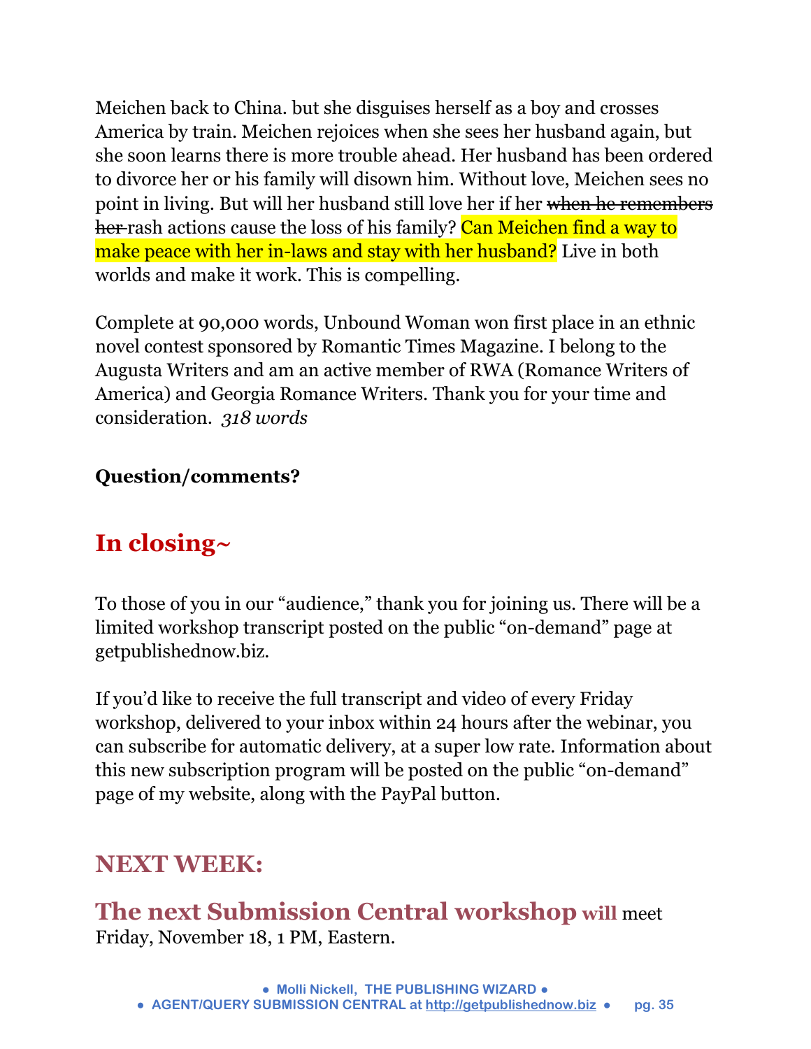Meichen back to China. but she disguises herself as a boy and crosses America by train. Meichen rejoices when she sees her husband again, but she soon learns there is more trouble ahead. Her husband has been ordered to divorce her or his family will disown him. Without love, Meichen sees no point in living. But will her husband still love her if her ~~when he remembers her~~ rash actions cause the loss of his family? Can Meichen find a way to make peace with her in-laws and stay with her husband? Live in both worlds and make it work. This is compelling.

Complete at 90,000 words, Unbound Woman won first place in an ethnic novel contest sponsored by Romantic Times Magazine. I belong to the Augusta Writers and am an active member of RWA (Romance Writers of America) and Georgia Romance Writers. Thank you for your time and consideration. *318 words*

**Question/comments?**

## In closing~

To those of you in our "audience," thank you for joining us. There will be a limited workshop transcript posted on the public "on-demand" page at getpublishednow.biz.

If you'd like to receive the full transcript and video of every Friday workshop, delivered to your inbox within 24 hours after the webinar, you can subscribe for automatic delivery, at a super low rate. Information about this new subscription program will be posted on the public "on-demand" page of my website, along with the PayPal button.

## NEXT WEEK:

**The next Submission Central workshop will** meet Friday, November 18, 1 PM, Eastern.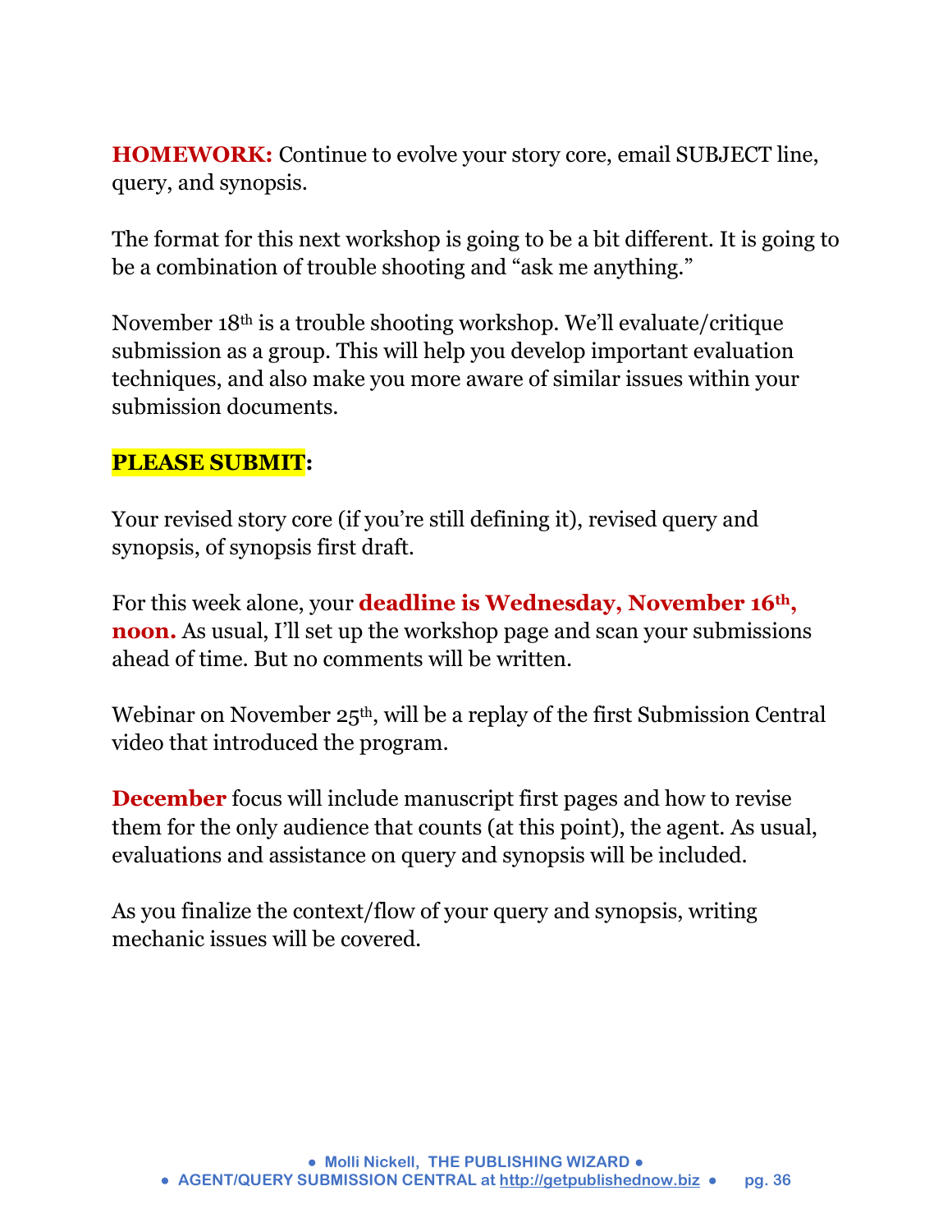**HOMEWORK:** Continue to evolve your story core, email SUBJECT line, query, and synopsis.

The format for this next workshop is going to be a bit different. It is going to be a combination of trouble shooting and "ask me anything."

November 18th is a trouble shooting workshop. We'll evaluate/critique submission as a group. This will help you develop important evaluation techniques, and also make you more aware of similar issues within your submission documents.

**PLEASE SUBMIT**:

Your revised story core (if you're still defining it), revised query and synopsis, of synopsis first draft.

For this week alone, your **deadline is Wednesday, November 16th, noon.** As usual, I'll set up the workshop page and scan your submissions ahead of time. But no comments will be written.

Webinar on November 25th, will be a replay of the first Submission Central video that introduced the program.

**December** focus will include manuscript first pages and how to revise them for the only audience that counts (at this point), the agent. As usual, evaluations and assistance on query and synopsis will be included.

As you finalize the context/flow of your query and synopsis, writing mechanic issues will be covered.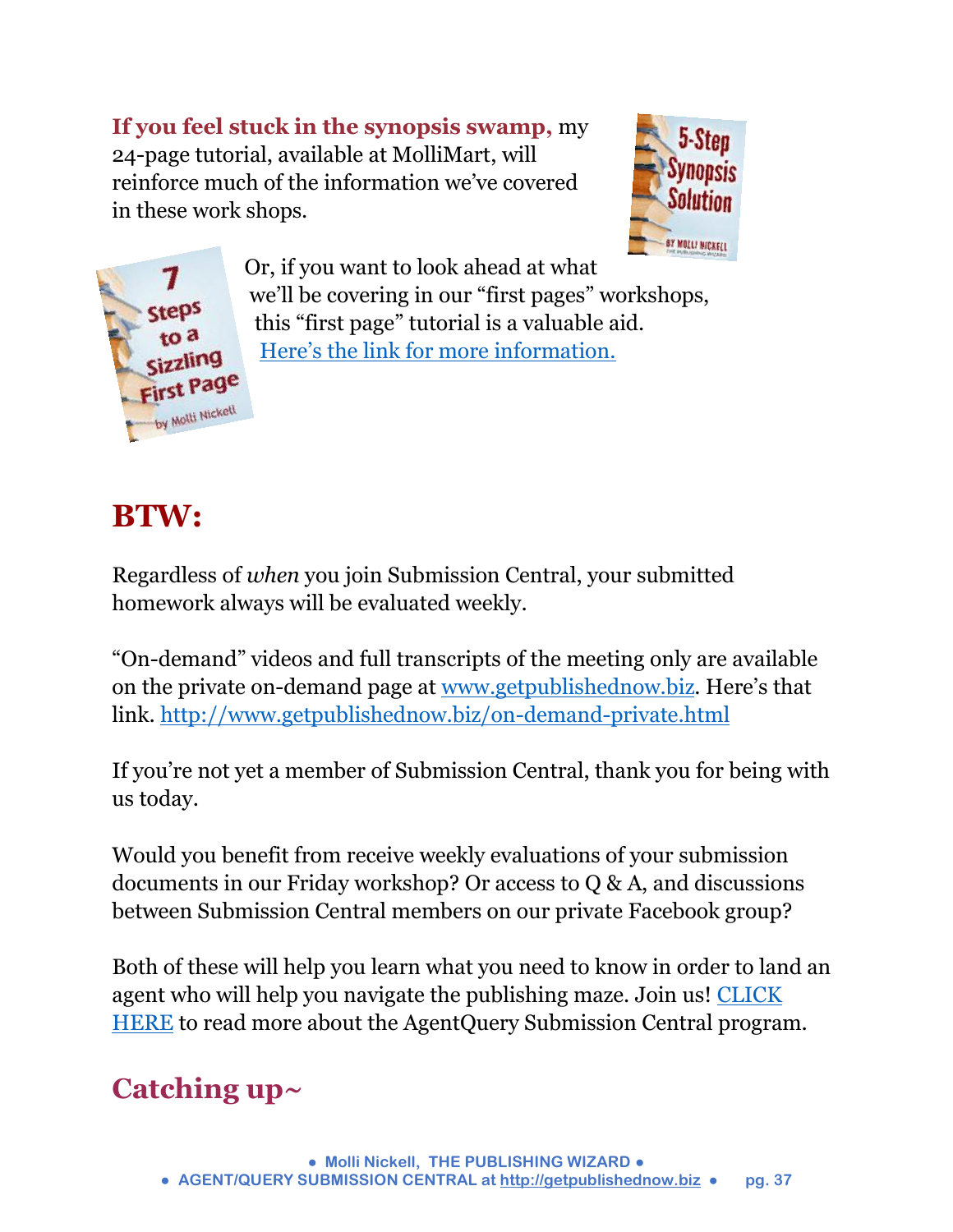**If you feel stuck in the synopsis swamp,** my 24-page tutorial, available at MolliMart, will reinforce much of the information we've covered in these work shops.

Or, if you want to look ahead at what we'll be covering in our "first pages" workshops, this "first page" tutorial is a valuable aid. [Here's the link for more information.]

## BTW:

Regardless of *when* you join Submission Central, your submitted homework always will be evaluated weekly.

"On-demand" videos and full transcripts of the meeting only are available on the private on-demand page at www.getpublishednow.biz. Here's that link. http://www.getpublishednow.biz/on-demand-private.html

If you're not yet a member of Submission Central, thank you for being with us today.

Would you benefit from receive weekly evaluations of your submission documents in our Friday workshop? Or access to Q & A, and discussions between Submission Central members on our private Facebook group?

Both of these will help you learn what you need to know in order to land an agent who will help you navigate the publishing maze. Join us! CLICK HERE to read more about the AgentQuery Submission Central program.

## Catching up~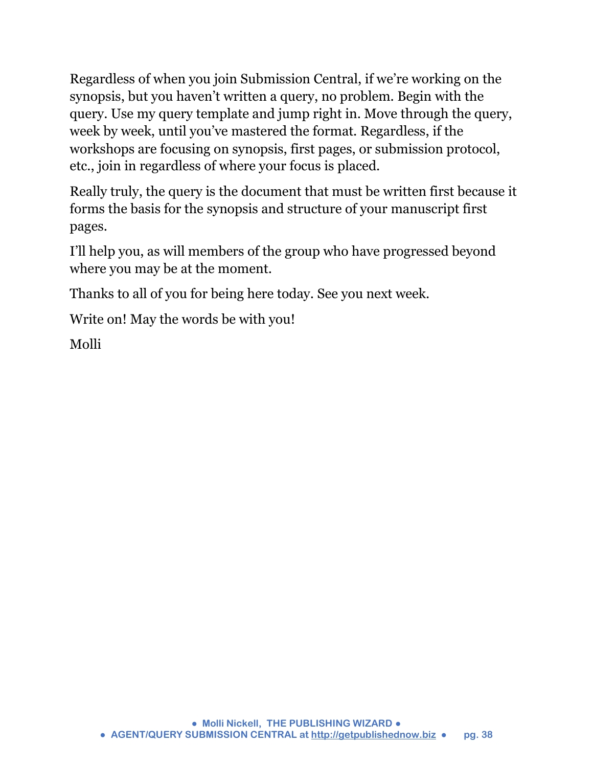Regardless of when you join Submission Central, if we're working on the synopsis, but you haven't written a query, no problem. Begin with the query. Use my query template and jump right in. Move through the query, week by week, until you've mastered the format. Regardless, if the workshops are focusing on synopsis, first pages, or submission protocol, etc., join in regardless of where your focus is placed.

Really truly, the query is the document that must be written first because it forms the basis for the synopsis and structure of your manuscript first pages.

I'll help you, as will members of the group who have progressed beyond where you may be at the moment.

Thanks to all of you for being here today. See you next week.

Write on! May the words be with you!

Molli